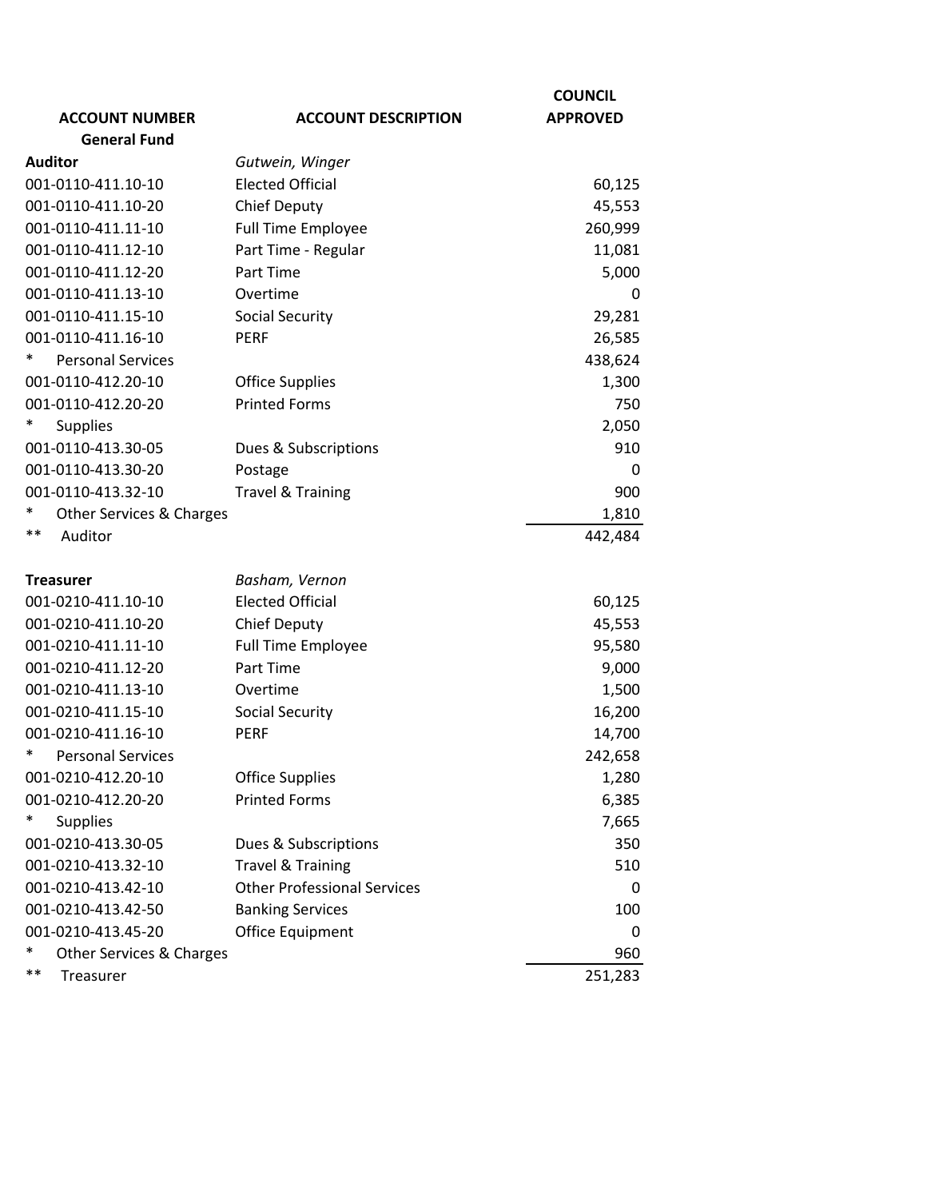| ACCOUNT NUMBER | ACCOUNT DESCRIPTION | COUNCIL APPROVED |
|---|---|---|
| **General Fund** | | |
| **Auditor** | *Gutwein, Winger* | |
| 001-0110-411.10-10 | Elected Official | 60,125 |
| 001-0110-411.10-20 | Chief Deputy | 45,553 |
| 001-0110-411.11-10 | Full Time Employee | 260,999 |
| 001-0110-411.12-10 | Part Time - Regular | 11,081 |
| 001-0110-411.12-20 | Part Time | 5,000 |
| 001-0110-411.13-10 | Overtime | 0 |
| 001-0110-411.15-10 | Social Security | 29,281 |
| 001-0110-411.16-10 | PERF | 26,585 |
| * Personal Services | | 438,624 |
| 001-0110-412.20-10 | Office Supplies | 1,300 |
| 001-0110-412.20-20 | Printed Forms | 750 |
| * Supplies | | 2,050 |
| 001-0110-413.30-05 | Dues & Subscriptions | 910 |
| 001-0110-413.30-20 | Postage | 0 |
| 001-0110-413.32-10 | Travel & Training | 900 |
| * Other Services & Charges | | 1,810 |
| ** Auditor | | 442,484 |
| | | |
| **Treasurer** | *Basham, Vernon* | |
| 001-0210-411.10-10 | Elected Official | 60,125 |
| 001-0210-411.10-20 | Chief Deputy | 45,553 |
| 001-0210-411.11-10 | Full Time Employee | 95,580 |
| 001-0210-411.12-20 | Part Time | 9,000 |
| 001-0210-411.13-10 | Overtime | 1,500 |
| 001-0210-411.15-10 | Social Security | 16,200 |
| 001-0210-411.16-10 | PERF | 14,700 |
| * Personal Services | | 242,658 |
| 001-0210-412.20-10 | Office Supplies | 1,280 |
| 001-0210-412.20-20 | Printed Forms | 6,385 |
| * Supplies | | 7,665 |
| 001-0210-413.30-05 | Dues & Subscriptions | 350 |
| 001-0210-413.32-10 | Travel & Training | 510 |
| 001-0210-413.42-10 | Other Professional Services | 0 |
| 001-0210-413.42-50 | Banking Services | 100 |
| 001-0210-413.45-20 | Office Equipment | 0 |
| * Other Services & Charges | | 960 |
| ** Treasurer | | 251,283 |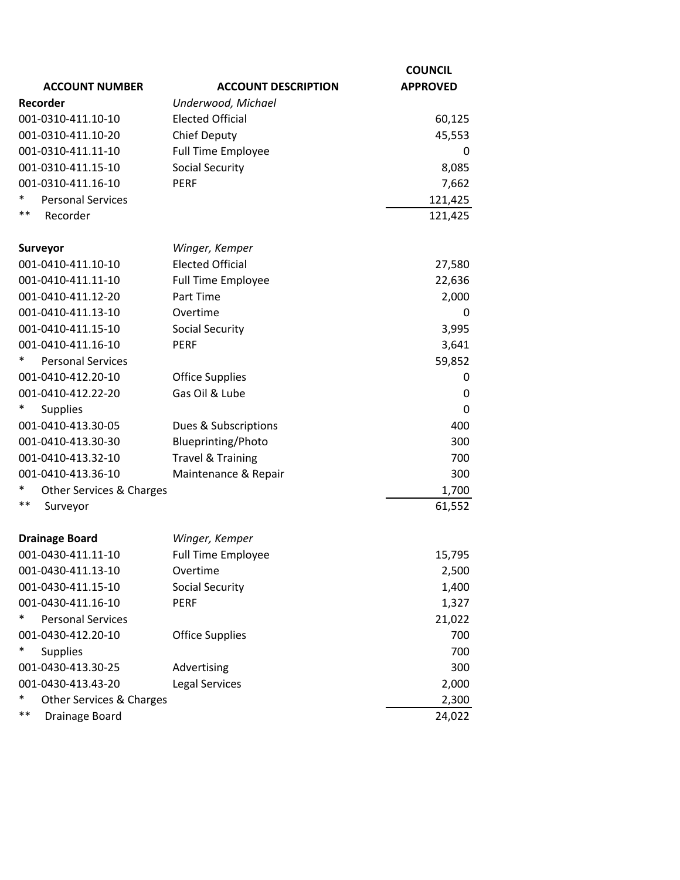| ACCOUNT NUMBER | ACCOUNT DESCRIPTION | COUNCIL APPROVED |
|---|---|---|
| **Recorder** | *Underwood, Michael* | |
| 001-0310-411.10-10 | Elected Official | 60,125 |
| 001-0310-411.10-20 | Chief Deputy | 45,553 |
| 001-0310-411.11-10 | Full Time Employee | 0 |
| 001-0310-411.15-10 | Social Security | 8,085 |
| 001-0310-411.16-10 | PERF | 7,662 |
| * Personal Services | | 121,425 |
| ** Recorder | | 121,425 |
| | | |
| **Surveyor** | *Winger, Kemper* | |
| 001-0410-411.10-10 | Elected Official | 27,580 |
| 001-0410-411.11-10 | Full Time Employee | 22,636 |
| 001-0410-411.12-20 | Part Time | 2,000 |
| 001-0410-411.13-10 | Overtime | 0 |
| 001-0410-411.15-10 | Social Security | 3,995 |
| 001-0410-411.16-10 | PERF | 3,641 |
| * Personal Services | | 59,852 |
| 001-0410-412.20-10 | Office Supplies | 0 |
| 001-0410-412.22-20 | Gas Oil & Lube | 0 |
| * Supplies | | 0 |
| 001-0410-413.30-05 | Dues & Subscriptions | 400 |
| 001-0410-413.30-30 | Blueprinting/Photo | 300 |
| 001-0410-413.32-10 | Travel & Training | 700 |
| 001-0410-413.36-10 | Maintenance & Repair | 300 |
| * Other Services & Charges | | 1,700 |
| ** Surveyor | | 61,552 |
| | | |
| **Drainage Board** | *Winger, Kemper* | |
| 001-0430-411.11-10 | Full Time Employee | 15,795 |
| 001-0430-411.13-10 | Overtime | 2,500 |
| 001-0430-411.15-10 | Social Security | 1,400 |
| 001-0430-411.16-10 | PERF | 1,327 |
| * Personal Services | | 21,022 |
| 001-0430-412.20-10 | Office Supplies | 700 |
| * Supplies | | 700 |
| 001-0430-413.30-25 | Advertising | 300 |
| 001-0430-413.43-20 | Legal Services | 2,000 |
| * Other Services & Charges | | 2,300 |
| ** Drainage Board | | 24,022 |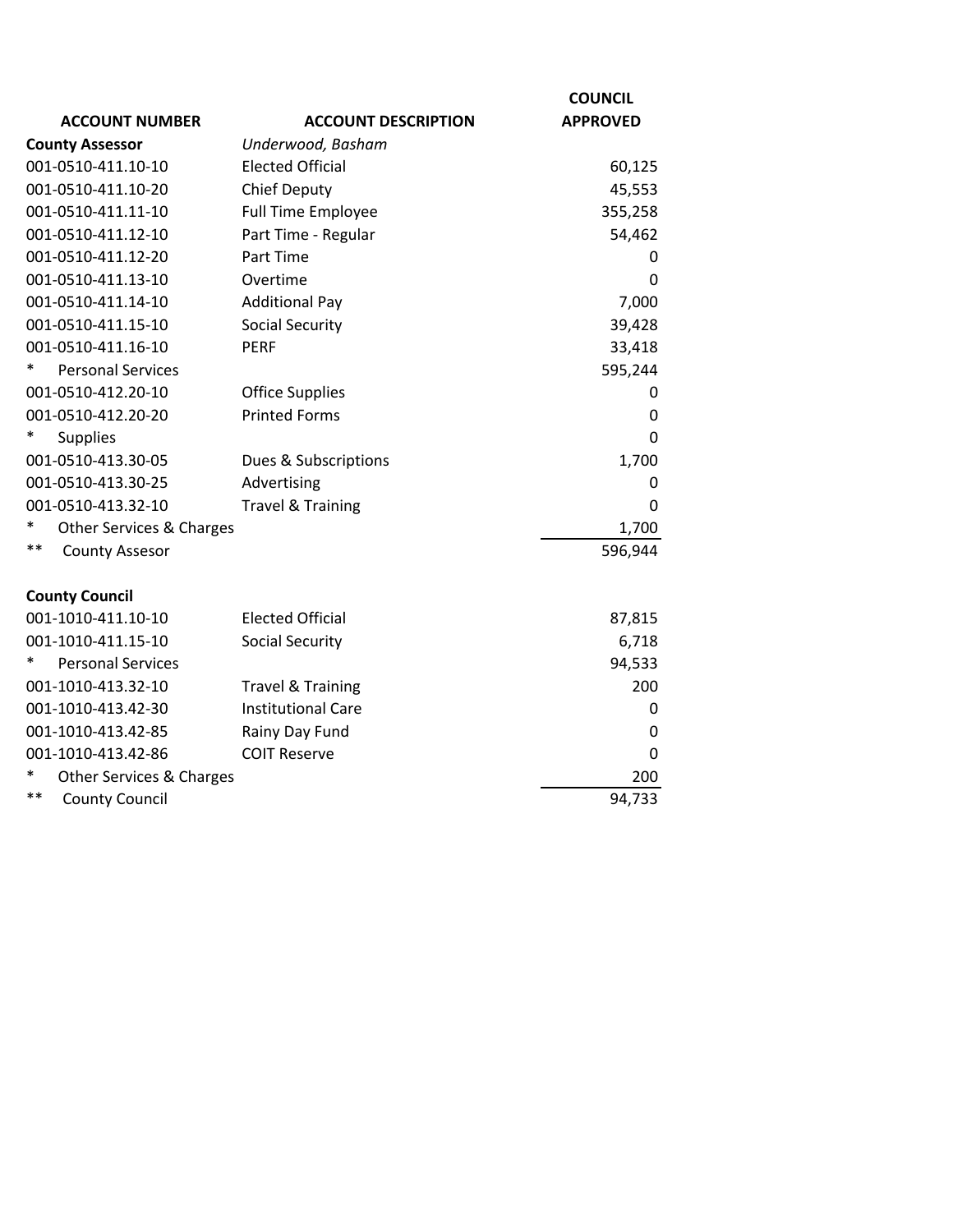| ACCOUNT NUMBER | ACCOUNT DESCRIPTION | COUNCIL APPROVED |
|---|---|---|
| **County Assessor** | *Underwood, Basham* | |
| 001-0510-411.10-10 | Elected Official | 60,125 |
| 001-0510-411.10-20 | Chief Deputy | 45,553 |
| 001-0510-411.11-10 | Full Time Employee | 355,258 |
| 001-0510-411.12-10 | Part Time - Regular | 54,462 |
| 001-0510-411.12-20 | Part Time | 0 |
| 001-0510-411.13-10 | Overtime | 0 |
| 001-0510-411.14-10 | Additional Pay | 7,000 |
| 001-0510-411.15-10 | Social Security | 39,428 |
| 001-0510-411.16-10 | PERF | 33,418 |
| * Personal Services | | 595,244 |
| 001-0510-412.20-10 | Office Supplies | 0 |
| 001-0510-412.20-20 | Printed Forms | 0 |
| * Supplies | | 0 |
| 001-0510-413.30-05 | Dues & Subscriptions | 1,700 |
| 001-0510-413.30-25 | Advertising | 0 |
| 001-0510-413.32-10 | Travel & Training | 0 |
| * Other Services & Charges | | 1,700 |
| ** County Assesor | | 596,944 |
| | | |
| **County Council** | | |
| 001-1010-411.10-10 | Elected Official | 87,815 |
| 001-1010-411.15-10 | Social Security | 6,718 |
| * Personal Services | | 94,533 |
| 001-1010-413.32-10 | Travel & Training | 200 |
| 001-1010-413.42-30 | Institutional Care | 0 |
| 001-1010-413.42-85 | Rainy Day Fund | 0 |
| 001-1010-413.42-86 | COIT Reserve | 0 |
| * Other Services & Charges | | 200 |
| ** County Council | | 94,733 |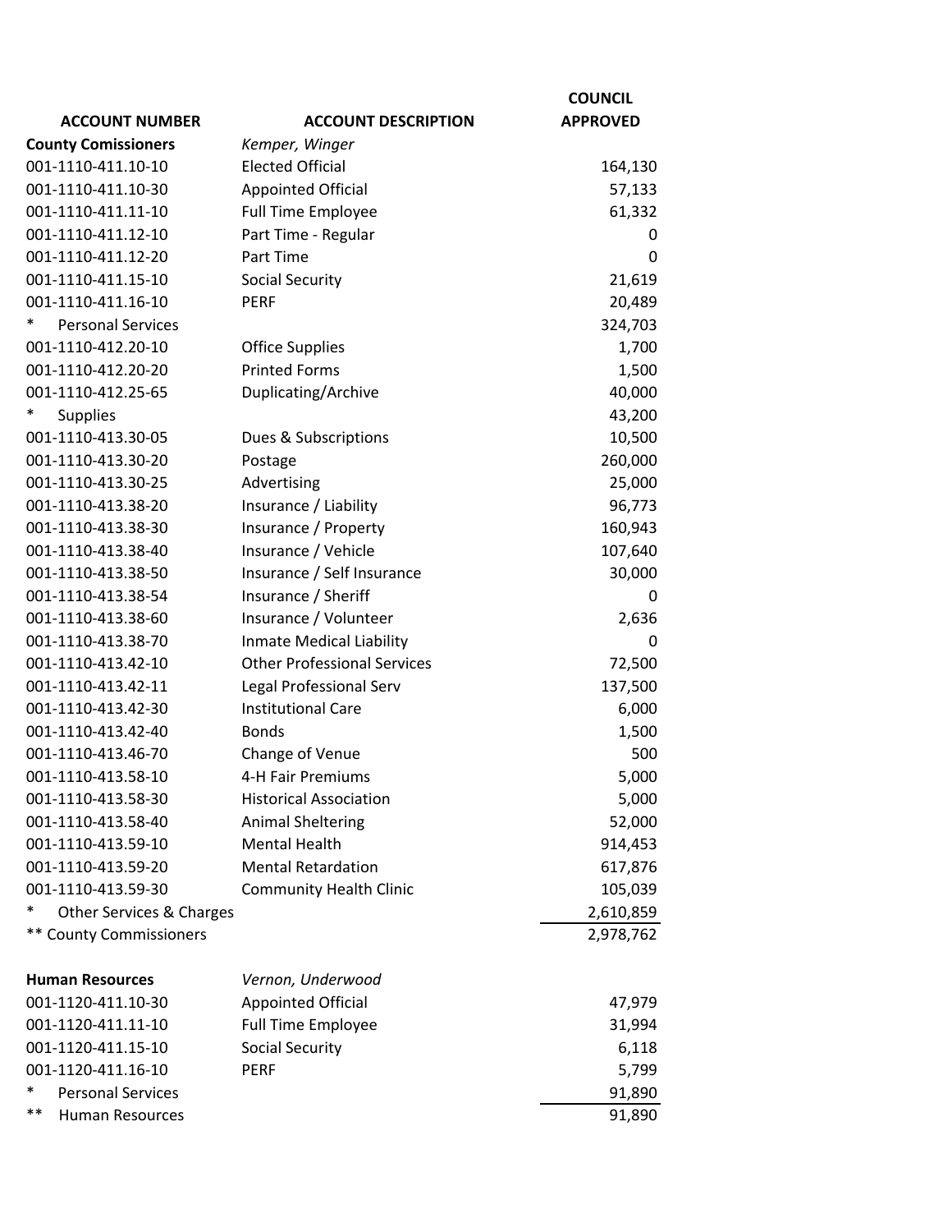| ACCOUNT NUMBER | ACCOUNT DESCRIPTION | COUNCIL APPROVED |
|---|---|---|
| **County Comissioners** | *Kemper, Winger* | |
| 001-1110-411.10-10 | Elected Official | 164,130 |
| 001-1110-411.10-30 | Appointed Official | 57,133 |
| 001-1110-411.11-10 | Full Time Employee | 61,332 |
| 001-1110-411.12-10 | Part Time - Regular | 0 |
| 001-1110-411.12-20 | Part Time | 0 |
| 001-1110-411.15-10 | Social Security | 21,619 |
| 001-1110-411.16-10 | PERF | 20,489 |
| * Personal Services | | 324,703 |
| 001-1110-412.20-10 | Office Supplies | 1,700 |
| 001-1110-412.20-20 | Printed Forms | 1,500 |
| 001-1110-412.25-65 | Duplicating/Archive | 40,000 |
| * Supplies | | 43,200 |
| 001-1110-413.30-05 | Dues & Subscriptions | 10,500 |
| 001-1110-413.30-20 | Postage | 260,000 |
| 001-1110-413.30-25 | Advertising | 25,000 |
| 001-1110-413.38-20 | Insurance / Liability | 96,773 |
| 001-1110-413.38-30 | Insurance / Property | 160,943 |
| 001-1110-413.38-40 | Insurance / Vehicle | 107,640 |
| 001-1110-413.38-50 | Insurance / Self Insurance | 30,000 |
| 001-1110-413.38-54 | Insurance / Sheriff | 0 |
| 001-1110-413.38-60 | Insurance / Volunteer | 2,636 |
| 001-1110-413.38-70 | Inmate Medical Liability | 0 |
| 001-1110-413.42-10 | Other Professional Services | 72,500 |
| 001-1110-413.42-11 | Legal Professional Serv | 137,500 |
| 001-1110-413.42-30 | Institutional Care | 6,000 |
| 001-1110-413.42-40 | Bonds | 1,500 |
| 001-1110-413.46-70 | Change of Venue | 500 |
| 001-1110-413.58-10 | 4-H Fair Premiums | 5,000 |
| 001-1110-413.58-30 | Historical Association | 5,000 |
| 001-1110-413.58-40 | Animal Sheltering | 52,000 |
| 001-1110-413.59-10 | Mental Health | 914,453 |
| 001-1110-413.59-20 | Mental Retardation | 617,876 |
| 001-1110-413.59-30 | Community Health Clinic | 105,039 |
| * Other Services & Charges | | 2,610,859 |
| ** County Commissioners | | 2,978,762 |
| | | |
| **Human Resources** | *Vernon, Underwood* | |
| 001-1120-411.10-30 | Appointed Official | 47,979 |
| 001-1120-411.11-10 | Full Time Employee | 31,994 |
| 001-1120-411.15-10 | Social Security | 6,118 |
| 001-1120-411.16-10 | PERF | 5,799 |
| * Personal Services | | 91,890 |
| ** Human Resources | | 91,890 |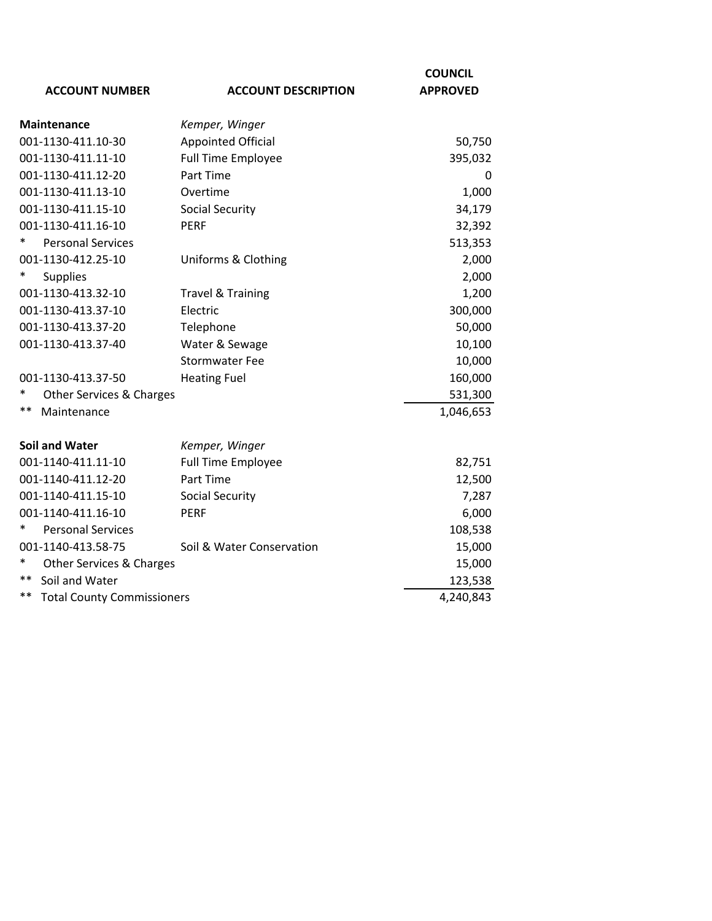| ACCOUNT NUMBER | ACCOUNT DESCRIPTION | COUNCIL APPROVED |
|---|---|---|
| **Maintenance** | *Kemper, Winger* | |
| 001-1130-411.10-30 | Appointed Official | 50,750 |
| 001-1130-411.11-10 | Full Time Employee | 395,032 |
| 001-1130-411.12-20 | Part Time | 0 |
| 001-1130-411.13-10 | Overtime | 1,000 |
| 001-1130-411.15-10 | Social Security | 34,179 |
| 001-1130-411.16-10 | PERF | 32,392 |
| * Personal Services | | 513,353 |
| 001-1130-412.25-10 | Uniforms & Clothing | 2,000 |
| * Supplies | | 2,000 |
| 001-1130-413.32-10 | Travel & Training | 1,200 |
| 001-1130-413.37-10 | Electric | 300,000 |
| 001-1130-413.37-20 | Telephone | 50,000 |
| 001-1130-413.37-40 | Water & Sewage | 10,100 |
| | Stormwater Fee | 10,000 |
| 001-1130-413.37-50 | Heating Fuel | 160,000 |
| * Other Services & Charges | | 531,300 |
| ** Maintenance | | 1,046,653 |
| | | |
| **Soil and Water** | *Kemper, Winger* | |
| 001-1140-411.11-10 | Full Time Employee | 82,751 |
| 001-1140-411.12-20 | Part Time | 12,500 |
| 001-1140-411.15-10 | Social Security | 7,287 |
| 001-1140-411.16-10 | PERF | 6,000 |
| * Personal Services | | 108,538 |
| 001-1140-413.58-75 | Soil & Water Conservation | 15,000 |
| * Other Services & Charges | | 15,000 |
| ** Soil and Water | | 123,538 |
| ** Total County Commissioners | | 4,240,843 |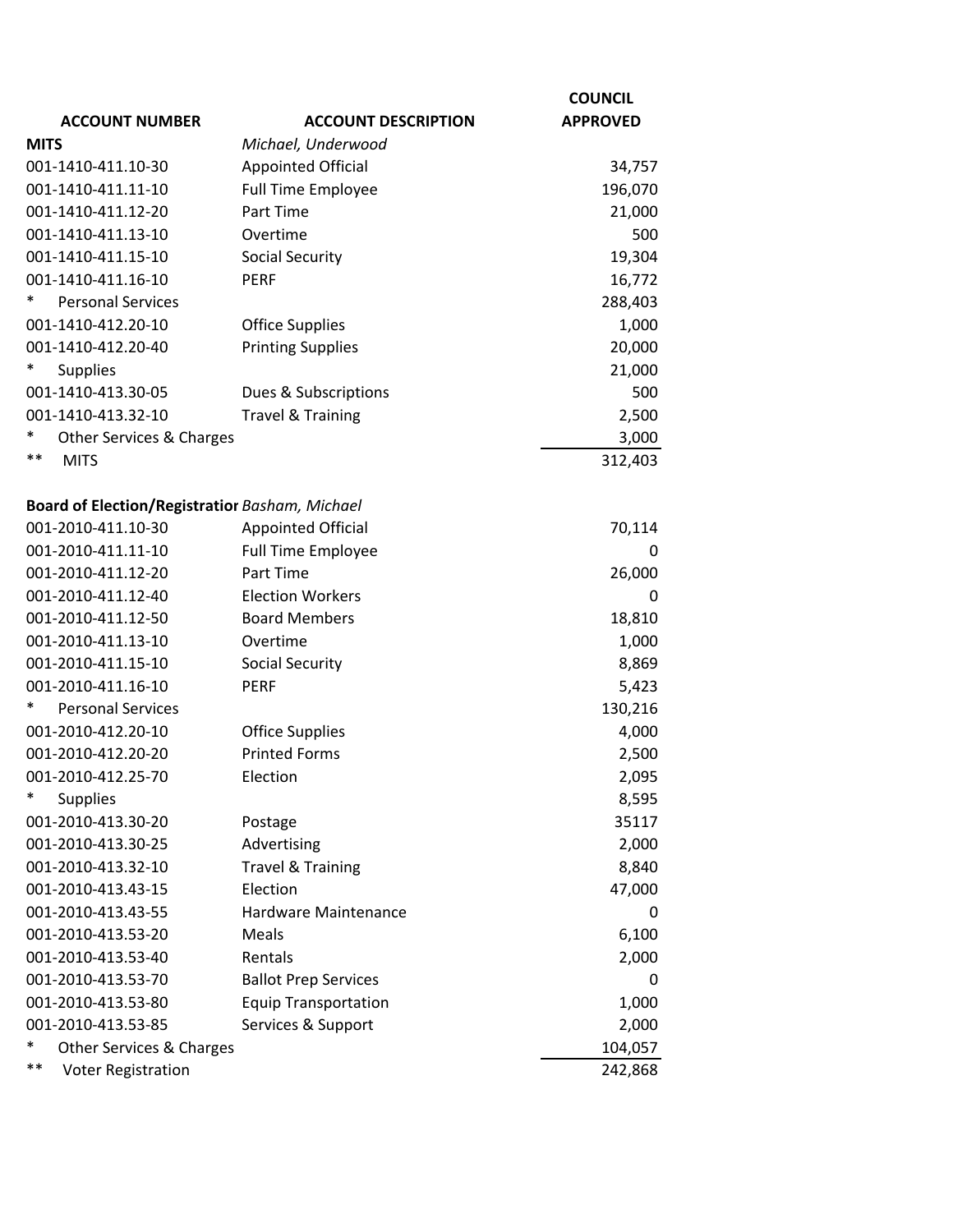| ACCOUNT NUMBER | ACCOUNT DESCRIPTION | COUNCIL APPROVED |
|---|---|---|
| **MITS** | *Michael, Underwood* | |
| 001-1410-411.10-30 | Appointed Official | 34,757 |
| 001-1410-411.11-10 | Full Time Employee | 196,070 |
| 001-1410-411.12-20 | Part Time | 21,000 |
| 001-1410-411.13-10 | Overtime | 500 |
| 001-1410-411.15-10 | Social Security | 19,304 |
| 001-1410-411.16-10 | PERF | 16,772 |
| * Personal Services | | 288,403 |
| 001-1410-412.20-10 | Office Supplies | 1,000 |
| 001-1410-412.20-40 | Printing Supplies | 20,000 |
| * Supplies | | 21,000 |
| 001-1410-413.30-05 | Dues & Subscriptions | 500 |
| 001-1410-413.32-10 | Travel & Training | 2,500 |
| * Other Services & Charges | | 3,000 |
| ** MITS | | 312,403 |
| | | |
| **Board of Election/Registratior** | *Basham, Michael* | |
| 001-2010-411.10-30 | Appointed Official | 70,114 |
| 001-2010-411.11-10 | Full Time Employee | 0 |
| 001-2010-411.12-20 | Part Time | 26,000 |
| 001-2010-411.12-40 | Election Workers | 0 |
| 001-2010-411.12-50 | Board Members | 18,810 |
| 001-2010-411.13-10 | Overtime | 1,000 |
| 001-2010-411.15-10 | Social Security | 8,869 |
| 001-2010-411.16-10 | PERF | 5,423 |
| * Personal Services | | 130,216 |
| 001-2010-412.20-10 | Office Supplies | 4,000 |
| 001-2010-412.20-20 | Printed Forms | 2,500 |
| 001-2010-412.25-70 | Election | 2,095 |
| * Supplies | | 8,595 |
| 001-2010-413.30-20 | Postage | 35117 |
| 001-2010-413.30-25 | Advertising | 2,000 |
| 001-2010-413.32-10 | Travel & Training | 8,840 |
| 001-2010-413.43-15 | Election | 47,000 |
| 001-2010-413.43-55 | Hardware Maintenance | 0 |
| 001-2010-413.53-20 | Meals | 6,100 |
| 001-2010-413.53-40 | Rentals | 2,000 |
| 001-2010-413.53-70 | Ballot Prep Services | 0 |
| 001-2010-413.53-80 | Equip Transportation | 1,000 |
| 001-2010-413.53-85 | Services & Support | 2,000 |
| * Other Services & Charges | | 104,057 |
| ** Voter Registration | | 242,868 |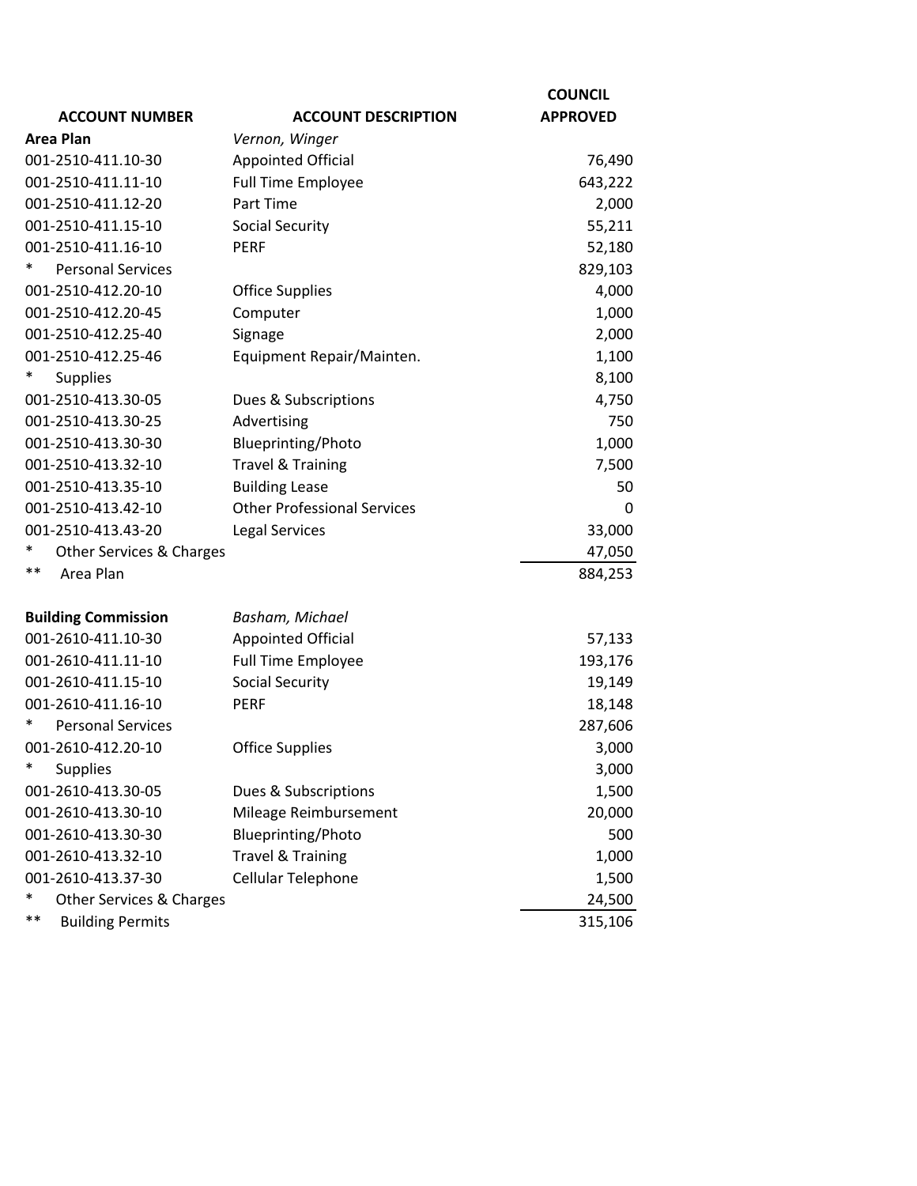| ACCOUNT NUMBER | ACCOUNT DESCRIPTION | COUNCIL APPROVED |
|---|---|---|
| **Area Plan** | *Vernon, Winger* | |
| 001-2510-411.10-30 | Appointed Official | 76,490 |
| 001-2510-411.11-10 | Full Time Employee | 643,222 |
| 001-2510-411.12-20 | Part Time | 2,000 |
| 001-2510-411.15-10 | Social Security | 55,211 |
| 001-2510-411.16-10 | PERF | 52,180 |
| * Personal Services | | 829,103 |
| 001-2510-412.20-10 | Office Supplies | 4,000 |
| 001-2510-412.20-45 | Computer | 1,000 |
| 001-2510-412.25-40 | Signage | 2,000 |
| 001-2510-412.25-46 | Equipment Repair/Mainten. | 1,100 |
| * Supplies | | 8,100 |
| 001-2510-413.30-05 | Dues & Subscriptions | 4,750 |
| 001-2510-413.30-25 | Advertising | 750 |
| 001-2510-413.30-30 | Blueprinting/Photo | 1,000 |
| 001-2510-413.32-10 | Travel & Training | 7,500 |
| 001-2510-413.35-10 | Building Lease | 50 |
| 001-2510-413.42-10 | Other Professional Services | 0 |
| 001-2510-413.43-20 | Legal Services | 33,000 |
| * Other Services & Charges | | 47,050 |
| ** Area Plan | | 884,253 |
| | | |
| **Building Commission** | *Basham, Michael* | |
| 001-2610-411.10-30 | Appointed Official | 57,133 |
| 001-2610-411.11-10 | Full Time Employee | 193,176 |
| 001-2610-411.15-10 | Social Security | 19,149 |
| 001-2610-411.16-10 | PERF | 18,148 |
| * Personal Services | | 287,606 |
| 001-2610-412.20-10 | Office Supplies | 3,000 |
| * Supplies | | 3,000 |
| 001-2610-413.30-05 | Dues & Subscriptions | 1,500 |
| 001-2610-413.30-10 | Mileage Reimbursement | 20,000 |
| 001-2610-413.30-30 | Blueprinting/Photo | 500 |
| 001-2610-413.32-10 | Travel & Training | 1,000 |
| 001-2610-413.37-30 | Cellular Telephone | 1,500 |
| * Other Services & Charges | | 24,500 |
| ** Building Permits | | 315,106 |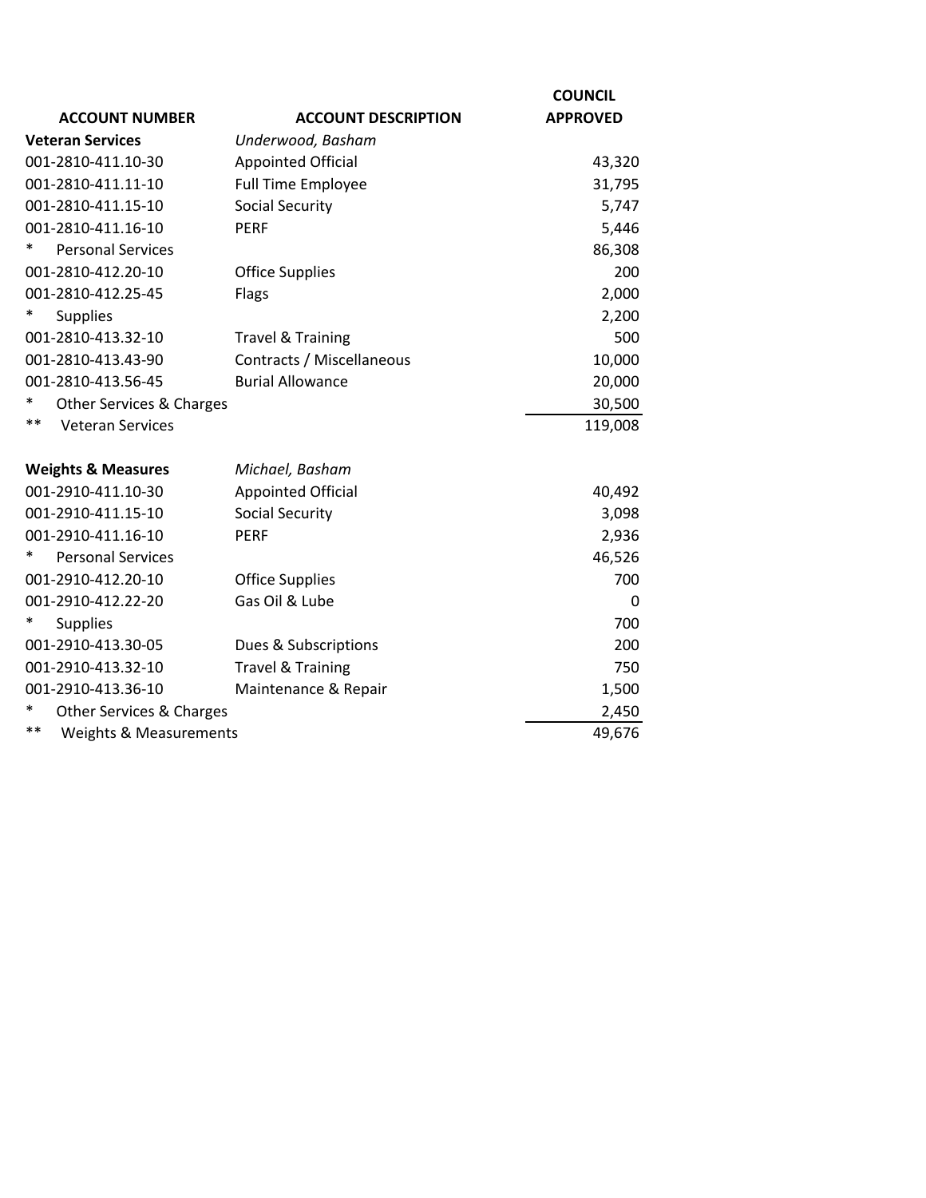| ACCOUNT NUMBER | ACCOUNT DESCRIPTION | COUNCIL APPROVED |
|---|---|---|
| **Veteran Services** | *Underwood, Basham* | |
| 001-2810-411.10-30 | Appointed Official | 43,320 |
| 001-2810-411.11-10 | Full Time Employee | 31,795 |
| 001-2810-411.15-10 | Social Security | 5,747 |
| 001-2810-411.16-10 | PERF | 5,446 |
| * Personal Services | | 86,308 |
| 001-2810-412.20-10 | Office Supplies | 200 |
| 001-2810-412.25-45 | Flags | 2,000 |
| * Supplies | | 2,200 |
| 001-2810-413.32-10 | Travel & Training | 500 |
| 001-2810-413.43-90 | Contracts / Miscellaneous | 10,000 |
| 001-2810-413.56-45 | Burial Allowance | 20,000 |
| * Other Services & Charges | | 30,500 |
| ** Veteran Services | | 119,008 |
| | | |
| **Weights & Measures** | *Michael, Basham* | |
| 001-2910-411.10-30 | Appointed Official | 40,492 |
| 001-2910-411.15-10 | Social Security | 3,098 |
| 001-2910-411.16-10 | PERF | 2,936 |
| * Personal Services | | 46,526 |
| 001-2910-412.20-10 | Office Supplies | 700 |
| 001-2910-412.22-20 | Gas Oil & Lube | 0 |
| * Supplies | | 700 |
| 001-2910-413.30-05 | Dues & Subscriptions | 200 |
| 001-2910-413.32-10 | Travel & Training | 750 |
| 001-2910-413.36-10 | Maintenance & Repair | 1,500 |
| * Other Services & Charges | | 2,450 |
| ** Weights & Measurements | | 49,676 |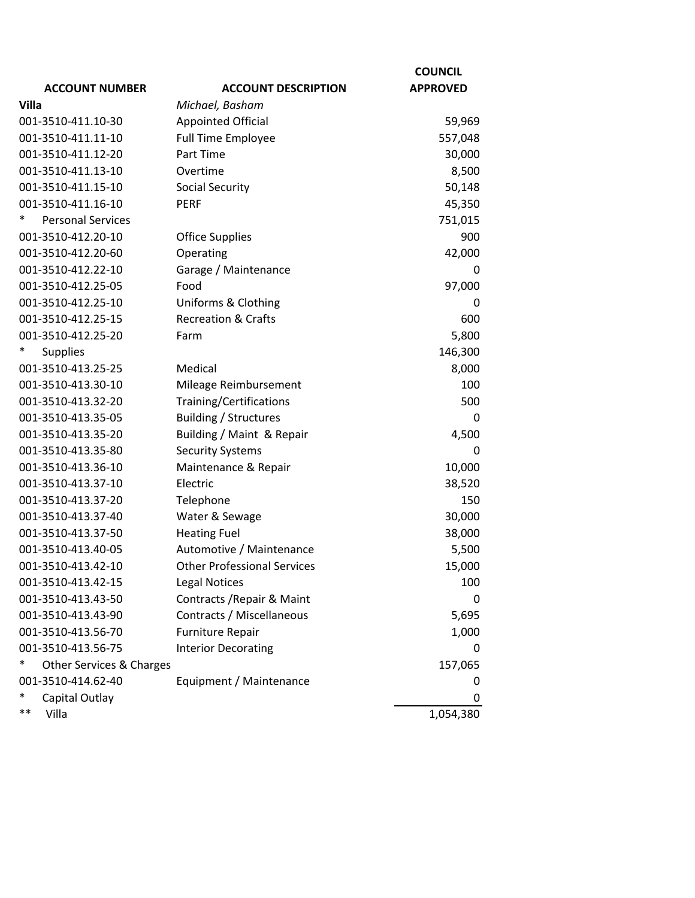| ACCOUNT NUMBER | ACCOUNT DESCRIPTION | COUNCIL APPROVED |
|---|---|---|
| **Villa** | *Michael, Basham* | |
| 001-3510-411.10-30 | Appointed Official | 59,969 |
| 001-3510-411.11-10 | Full Time Employee | 557,048 |
| 001-3510-411.12-20 | Part Time | 30,000 |
| 001-3510-411.13-10 | Overtime | 8,500 |
| 001-3510-411.15-10 | Social Security | 50,148 |
| 001-3510-411.16-10 | PERF | 45,350 |
| * Personal Services | | 751,015 |
| 001-3510-412.20-10 | Office Supplies | 900 |
| 001-3510-412.20-60 | Operating | 42,000 |
| 001-3510-412.22-10 | Garage / Maintenance | 0 |
| 001-3510-412.25-05 | Food | 97,000 |
| 001-3510-412.25-10 | Uniforms & Clothing | 0 |
| 001-3510-412.25-15 | Recreation & Crafts | 600 |
| 001-3510-412.25-20 | Farm | 5,800 |
| * Supplies | | 146,300 |
| 001-3510-413.25-25 | Medical | 8,000 |
| 001-3510-413.30-10 | Mileage Reimbursement | 100 |
| 001-3510-413.32-20 | Training/Certifications | 500 |
| 001-3510-413.35-05 | Building / Structures | 0 |
| 001-3510-413.35-20 | Building / Maint & Repair | 4,500 |
| 001-3510-413.35-80 | Security Systems | 0 |
| 001-3510-413.36-10 | Maintenance & Repair | 10,000 |
| 001-3510-413.37-10 | Electric | 38,520 |
| 001-3510-413.37-20 | Telephone | 150 |
| 001-3510-413.37-40 | Water & Sewage | 30,000 |
| 001-3510-413.37-50 | Heating Fuel | 38,000 |
| 001-3510-413.40-05 | Automotive / Maintenance | 5,500 |
| 001-3510-413.42-10 | Other Professional Services | 15,000 |
| 001-3510-413.42-15 | Legal Notices | 100 |
| 001-3510-413.43-50 | Contracts /Repair & Maint | 0 |
| 001-3510-413.43-90 | Contracts / Miscellaneous | 5,695 |
| 001-3510-413.56-70 | Furniture Repair | 1,000 |
| 001-3510-413.56-75 | Interior Decorating | 0 |
| * Other Services & Charges | | 157,065 |
| 001-3510-414.62-40 | Equipment / Maintenance | 0 |
| * Capital Outlay | | 0 |
| ** Villa | | 1,054,380 |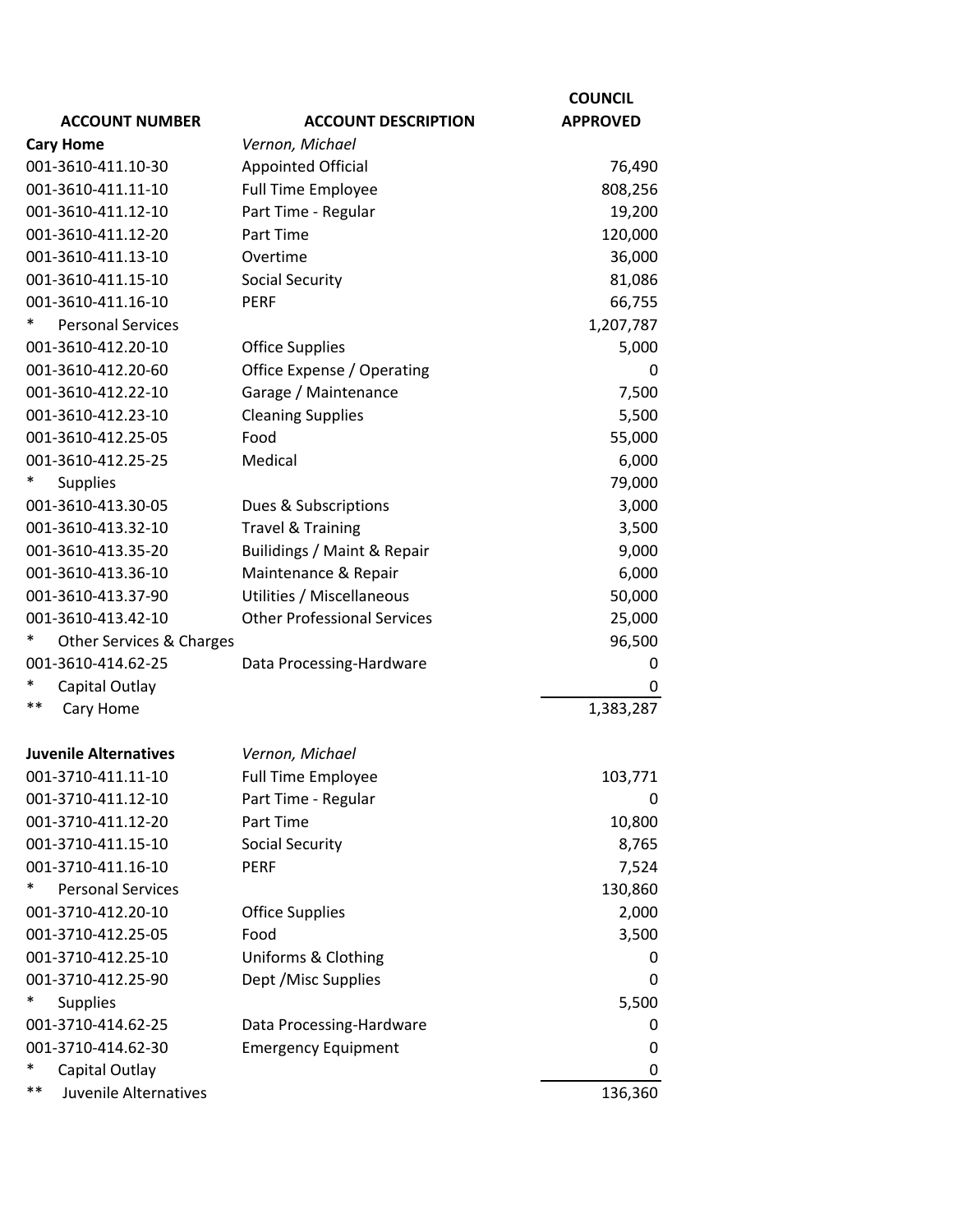| ACCOUNT NUMBER | ACCOUNT DESCRIPTION | COUNCIL APPROVED |
|---|---|---|
| **Cary Home** | *Vernon, Michael* | |
| 001-3610-411.10-30 | Appointed Official | 76,490 |
| 001-3610-411.11-10 | Full Time Employee | 808,256 |
| 001-3610-411.12-10 | Part Time - Regular | 19,200 |
| 001-3610-411.12-20 | Part Time | 120,000 |
| 001-3610-411.13-10 | Overtime | 36,000 |
| 001-3610-411.15-10 | Social Security | 81,086 |
| 001-3610-411.16-10 | PERF | 66,755 |
| * Personal Services | | 1,207,787 |
| 001-3610-412.20-10 | Office Supplies | 5,000 |
| 001-3610-412.20-60 | Office Expense / Operating | 0 |
| 001-3610-412.22-10 | Garage / Maintenance | 7,500 |
| 001-3610-412.23-10 | Cleaning Supplies | 5,500 |
| 001-3610-412.25-05 | Food | 55,000 |
| 001-3610-412.25-25 | Medical | 6,000 |
| * Supplies | | 79,000 |
| 001-3610-413.30-05 | Dues & Subscriptions | 3,000 |
| 001-3610-413.32-10 | Travel & Training | 3,500 |
| 001-3610-413.35-20 | Builidings / Maint & Repair | 9,000 |
| 001-3610-413.36-10 | Maintenance & Repair | 6,000 |
| 001-3610-413.37-90 | Utilities / Miscellaneous | 50,000 |
| 001-3610-413.42-10 | Other Professional Services | 25,000 |
| * Other Services & Charges | | 96,500 |
| 001-3610-414.62-25 | Data Processing-Hardware | 0 |
| * Capital Outlay | | 0 |
| ** Cary Home | | 1,383,287 |
| | | |
| **Juvenile Alternatives** | *Vernon, Michael* | |
| 001-3710-411.11-10 | Full Time Employee | 103,771 |
| 001-3710-411.12-10 | Part Time - Regular | 0 |
| 001-3710-411.12-20 | Part Time | 10,800 |
| 001-3710-411.15-10 | Social Security | 8,765 |
| 001-3710-411.16-10 | PERF | 7,524 |
| * Personal Services | | 130,860 |
| 001-3710-412.20-10 | Office Supplies | 2,000 |
| 001-3710-412.25-05 | Food | 3,500 |
| 001-3710-412.25-10 | Uniforms & Clothing | 0 |
| 001-3710-412.25-90 | Dept /Misc Supplies | 0 |
| * Supplies | | 5,500 |
| 001-3710-414.62-25 | Data Processing-Hardware | 0 |
| 001-3710-414.62-30 | Emergency Equipment | 0 |
| * Capital Outlay | | 0 |
| ** Juvenile Alternatives | | 136,360 |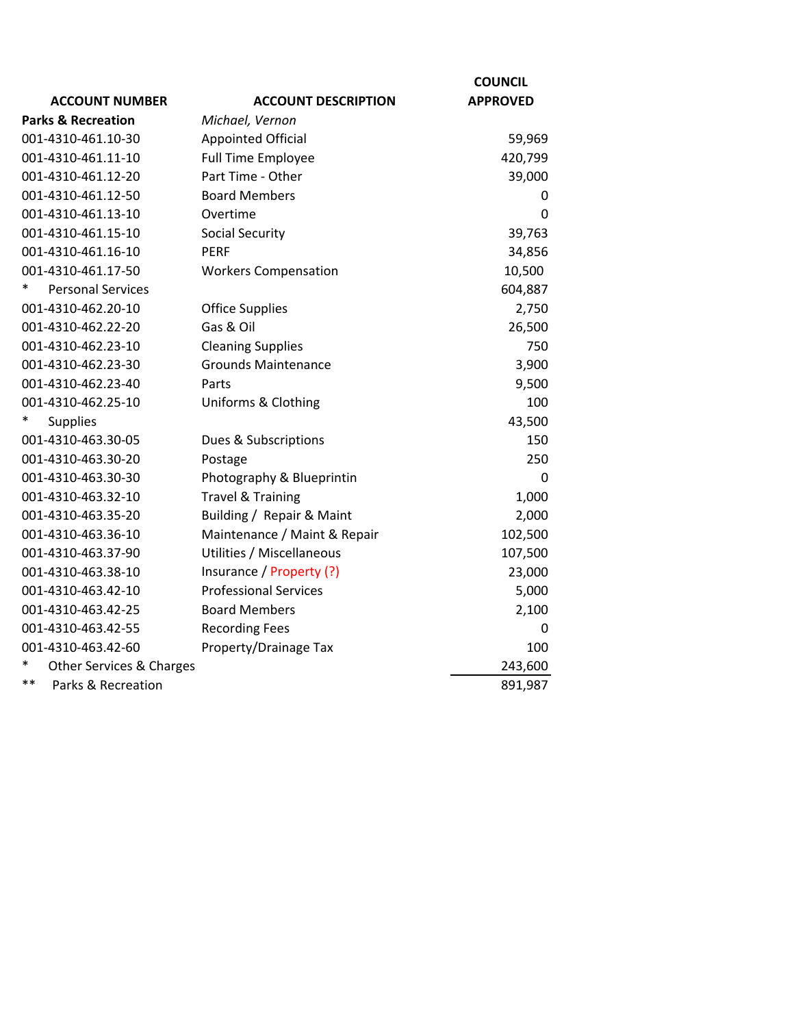| ACCOUNT NUMBER | ACCOUNT DESCRIPTION | COUNCIL APPROVED |
|---|---|---|
| **Parks & Recreation** | *Michael, Vernon* | |
| 001-4310-461.10-30 | Appointed Official | 59,969 |
| 001-4310-461.11-10 | Full Time Employee | 420,799 |
| 001-4310-461.12-20 | Part Time - Other | 39,000 |
| 001-4310-461.12-50 | Board Members | 0 |
| 001-4310-461.13-10 | Overtime | 0 |
| 001-4310-461.15-10 | Social Security | 39,763 |
| 001-4310-461.16-10 | PERF | 34,856 |
| 001-4310-461.17-50 | Workers Compensation | 10,500 |
| * Personal Services | | 604,887 |
| 001-4310-462.20-10 | Office Supplies | 2,750 |
| 001-4310-462.22-20 | Gas & Oil | 26,500 |
| 001-4310-462.23-10 | Cleaning Supplies | 750 |
| 001-4310-462.23-30 | Grounds Maintenance | 3,900 |
| 001-4310-462.23-40 | Parts | 9,500 |
| 001-4310-462.25-10 | Uniforms & Clothing | 100 |
| * Supplies | | 43,500 |
| 001-4310-463.30-05 | Dues & Subscriptions | 150 |
| 001-4310-463.30-20 | Postage | 250 |
| 001-4310-463.30-30 | Photography & Blueprintin | 0 |
| 001-4310-463.32-10 | Travel & Training | 1,000 |
| 001-4310-463.35-20 | Building / Repair & Maint | 2,000 |
| 001-4310-463.36-10 | Maintenance / Maint & Repair | 102,500 |
| 001-4310-463.37-90 | Utilities / Miscellaneous | 107,500 |
| 001-4310-463.38-10 | Insurance / Property (?) | 23,000 |
| 001-4310-463.42-10 | Professional Services | 5,000 |
| 001-4310-463.42-25 | Board Members | 2,100 |
| 001-4310-463.42-55 | Recording Fees | 0 |
| 001-4310-463.42-60 | Property/Drainage Tax | 100 |
| * Other Services & Charges | | 243,600 |
| ** Parks & Recreation | | 891,987 |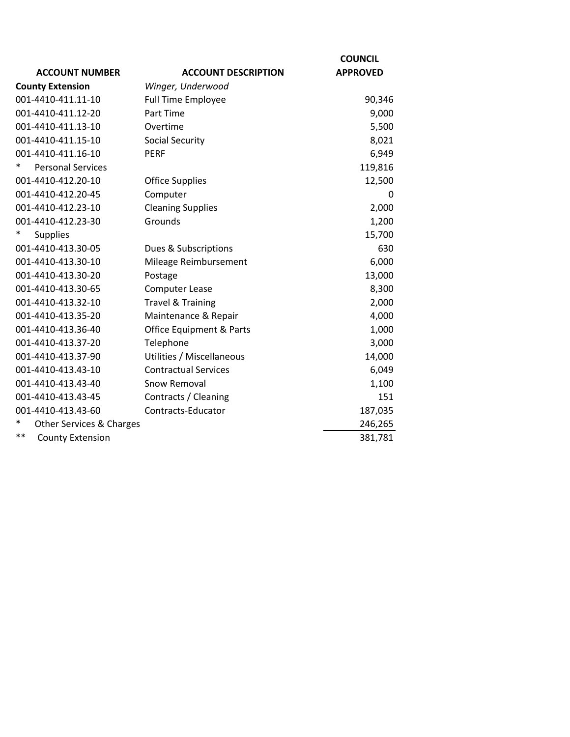| ACCOUNT NUMBER | ACCOUNT DESCRIPTION | COUNCIL APPROVED |
|---|---|---|
| **County Extension** | *Winger, Underwood* | |
| 001-4410-411.11-10 | Full Time Employee | 90,346 |
| 001-4410-411.12-20 | Part Time | 9,000 |
| 001-4410-411.13-10 | Overtime | 5,500 |
| 001-4410-411.15-10 | Social Security | 8,021 |
| 001-4410-411.16-10 | PERF | 6,949 |
| * Personal Services | | 119,816 |
| 001-4410-412.20-10 | Office Supplies | 12,500 |
| 001-4410-412.20-45 | Computer | 0 |
| 001-4410-412.23-10 | Cleaning Supplies | 2,000 |
| 001-4410-412.23-30 | Grounds | 1,200 |
| * Supplies | | 15,700 |
| 001-4410-413.30-05 | Dues & Subscriptions | 630 |
| 001-4410-413.30-10 | Mileage Reimbursement | 6,000 |
| 001-4410-413.30-20 | Postage | 13,000 |
| 001-4410-413.30-65 | Computer Lease | 8,300 |
| 001-4410-413.32-10 | Travel & Training | 2,000 |
| 001-4410-413.35-20 | Maintenance & Repair | 4,000 |
| 001-4410-413.36-40 | Office Equipment & Parts | 1,000 |
| 001-4410-413.37-20 | Telephone | 3,000 |
| 001-4410-413.37-90 | Utilities / Miscellaneous | 14,000 |
| 001-4410-413.43-10 | Contractual Services | 6,049 |
| 001-4410-413.43-40 | Snow Removal | 1,100 |
| 001-4410-413.43-45 | Contracts / Cleaning | 151 |
| 001-4410-413.43-60 | Contracts-Educator | 187,035 |
| * Other Services & Charges | | 246,265 |
| ** County Extension | | 381,781 |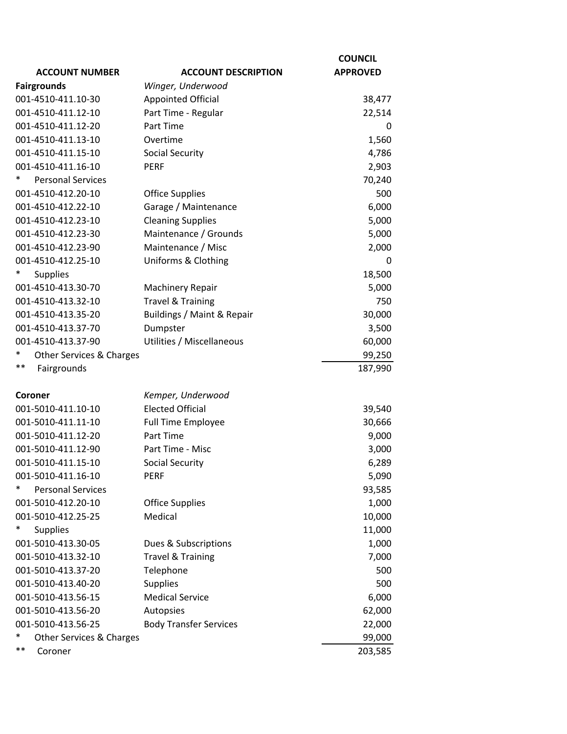| ACCOUNT NUMBER | ACCOUNT DESCRIPTION | COUNCIL APPROVED |
|---|---|---|
| **Fairgrounds** | *Winger, Underwood* | |
| 001-4510-411.10-30 | Appointed Official | 38,477 |
| 001-4510-411.12-10 | Part Time - Regular | 22,514 |
| 001-4510-411.12-20 | Part Time | 0 |
| 001-4510-411.13-10 | Overtime | 1,560 |
| 001-4510-411.15-10 | Social Security | 4,786 |
| 001-4510-411.16-10 | PERF | 2,903 |
| * Personal Services | | 70,240 |
| 001-4510-412.20-10 | Office Supplies | 500 |
| 001-4510-412.22-10 | Garage / Maintenance | 6,000 |
| 001-4510-412.23-10 | Cleaning Supplies | 5,000 |
| 001-4510-412.23-30 | Maintenance / Grounds | 5,000 |
| 001-4510-412.23-90 | Maintenance / Misc | 2,000 |
| 001-4510-412.25-10 | Uniforms & Clothing | 0 |
| * Supplies | | 18,500 |
| 001-4510-413.30-70 | Machinery Repair | 5,000 |
| 001-4510-413.32-10 | Travel & Training | 750 |
| 001-4510-413.35-20 | Buildings / Maint & Repair | 30,000 |
| 001-4510-413.37-70 | Dumpster | 3,500 |
| 001-4510-413.37-90 | Utilities / Miscellaneous | 60,000 |
| * Other Services & Charges | | 99,250 |
| ** Fairgrounds | | 187,990 |
| | | |
| **Coroner** | *Kemper, Underwood* | |
| 001-5010-411.10-10 | Elected Official | 39,540 |
| 001-5010-411.11-10 | Full Time Employee | 30,666 |
| 001-5010-411.12-20 | Part Time | 9,000 |
| 001-5010-411.12-90 | Part Time - Misc | 3,000 |
| 001-5010-411.15-10 | Social Security | 6,289 |
| 001-5010-411.16-10 | PERF | 5,090 |
| * Personal Services | | 93,585 |
| 001-5010-412.20-10 | Office Supplies | 1,000 |
| 001-5010-412.25-25 | Medical | 10,000 |
| * Supplies | | 11,000 |
| 001-5010-413.30-05 | Dues & Subscriptions | 1,000 |
| 001-5010-413.32-10 | Travel & Training | 7,000 |
| 001-5010-413.37-20 | Telephone | 500 |
| 001-5010-413.40-20 | Supplies | 500 |
| 001-5010-413.56-15 | Medical Service | 6,000 |
| 001-5010-413.56-20 | Autopsies | 62,000 |
| 001-5010-413.56-25 | Body Transfer Services | 22,000 |
| * Other Services & Charges | | 99,000 |
| ** Coroner | | 203,585 |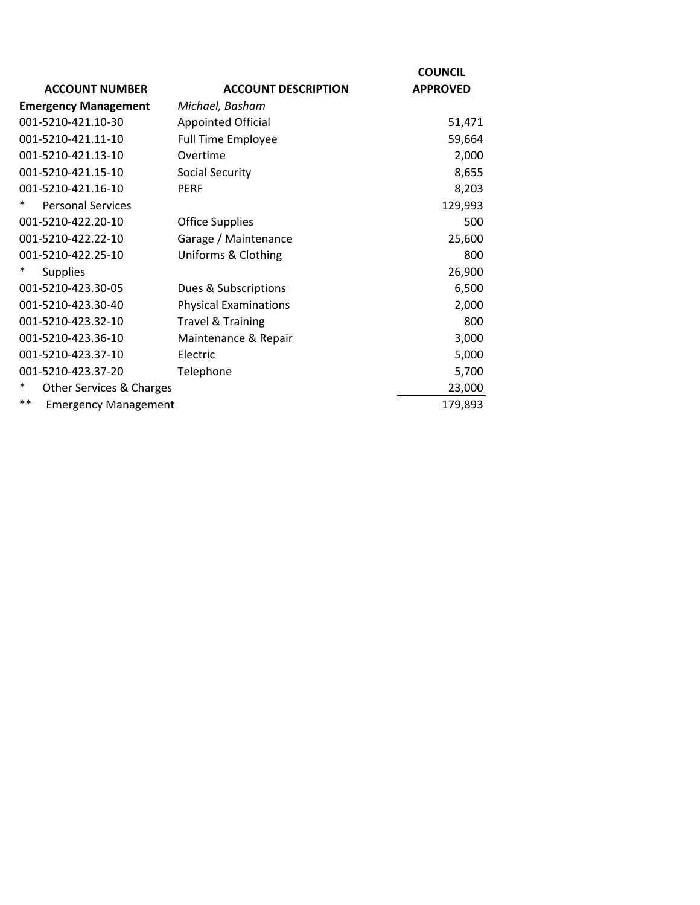| ACCOUNT NUMBER | ACCOUNT DESCRIPTION | COUNCIL APPROVED |
| --- | --- | --- |
| **Emergency Management** | *Michael, Basham* | |
| 001-5210-421.10-30 | Appointed Official | 51,471 |
| 001-5210-421.11-10 | Full Time Employee | 59,664 |
| 001-5210-421.13-10 | Overtime | 2,000 |
| 001-5210-421.15-10 | Social Security | 8,655 |
| 001-5210-421.16-10 | PERF | 8,203 |
| * Personal Services | | 129,993 |
| 001-5210-422.20-10 | Office Supplies | 500 |
| 001-5210-422.22-10 | Garage / Maintenance | 25,600 |
| 001-5210-422.25-10 | Uniforms & Clothing | 800 |
| * Supplies | | 26,900 |
| 001-5210-423.30-05 | Dues & Subscriptions | 6,500 |
| 001-5210-423.30-40 | Physical Examinations | 2,000 |
| 001-5210-423.32-10 | Travel & Training | 800 |
| 001-5210-423.36-10 | Maintenance & Repair | 3,000 |
| 001-5210-423.37-10 | Electric | 5,000 |
| 001-5210-423.37-20 | Telephone | 5,700 |
| * Other Services & Charges | | 23,000 |
| ** Emergency Management | | 179,893 |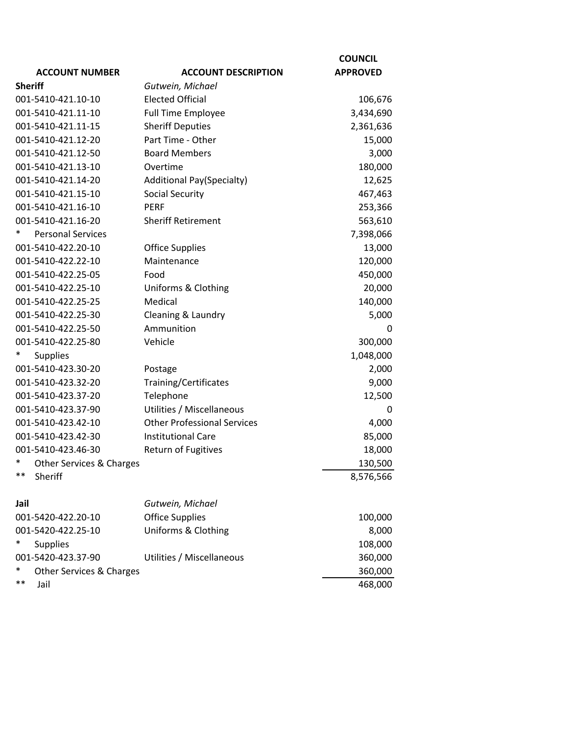| ACCOUNT NUMBER | ACCOUNT DESCRIPTION | COUNCIL APPROVED |
|---|---|---|
| **Sheriff** | *Gutwein, Michael* | |
| 001-5410-421.10-10 | Elected Official | 106,676 |
| 001-5410-421.11-10 | Full Time Employee | 3,434,690 |
| 001-5410-421.11-15 | Sheriff Deputies | 2,361,636 |
| 001-5410-421.12-20 | Part Time - Other | 15,000 |
| 001-5410-421.12-50 | Board Members | 3,000 |
| 001-5410-421.13-10 | Overtime | 180,000 |
| 001-5410-421.14-20 | Additional Pay(Specialty) | 12,625 |
| 001-5410-421.15-10 | Social Security | 467,463 |
| 001-5410-421.16-10 | PERF | 253,366 |
| 001-5410-421.16-20 | Sheriff Retirement | 563,610 |
| * Personal Services | | 7,398,066 |
| 001-5410-422.20-10 | Office Supplies | 13,000 |
| 001-5410-422.22-10 | Maintenance | 120,000 |
| 001-5410-422.25-05 | Food | 450,000 |
| 001-5410-422.25-10 | Uniforms & Clothing | 20,000 |
| 001-5410-422.25-25 | Medical | 140,000 |
| 001-5410-422.25-30 | Cleaning & Laundry | 5,000 |
| 001-5410-422.25-50 | Ammunition | 0 |
| 001-5410-422.25-80 | Vehicle | 300,000 |
| * Supplies | | 1,048,000 |
| 001-5410-423.30-20 | Postage | 2,000 |
| 001-5410-423.32-20 | Training/Certificates | 9,000 |
| 001-5410-423.37-20 | Telephone | 12,500 |
| 001-5410-423.37-90 | Utilities / Miscellaneous | 0 |
| 001-5410-423.42-10 | Other Professional Services | 4,000 |
| 001-5410-423.42-30 | Institutional Care | 85,000 |
| 001-5410-423.46-30 | Return of Fugitives | 18,000 |
| * Other Services & Charges | | 130,500 |
| ** Sheriff | | 8,576,566 |
| | | |
| **Jail** | *Gutwein, Michael* | |
| 001-5420-422.20-10 | Office Supplies | 100,000 |
| 001-5420-422.25-10 | Uniforms & Clothing | 8,000 |
| * Supplies | | 108,000 |
| 001-5420-423.37-90 | Utilities / Miscellaneous | 360,000 |
| * Other Services & Charges | | 360,000 |
| ** Jail | | 468,000 |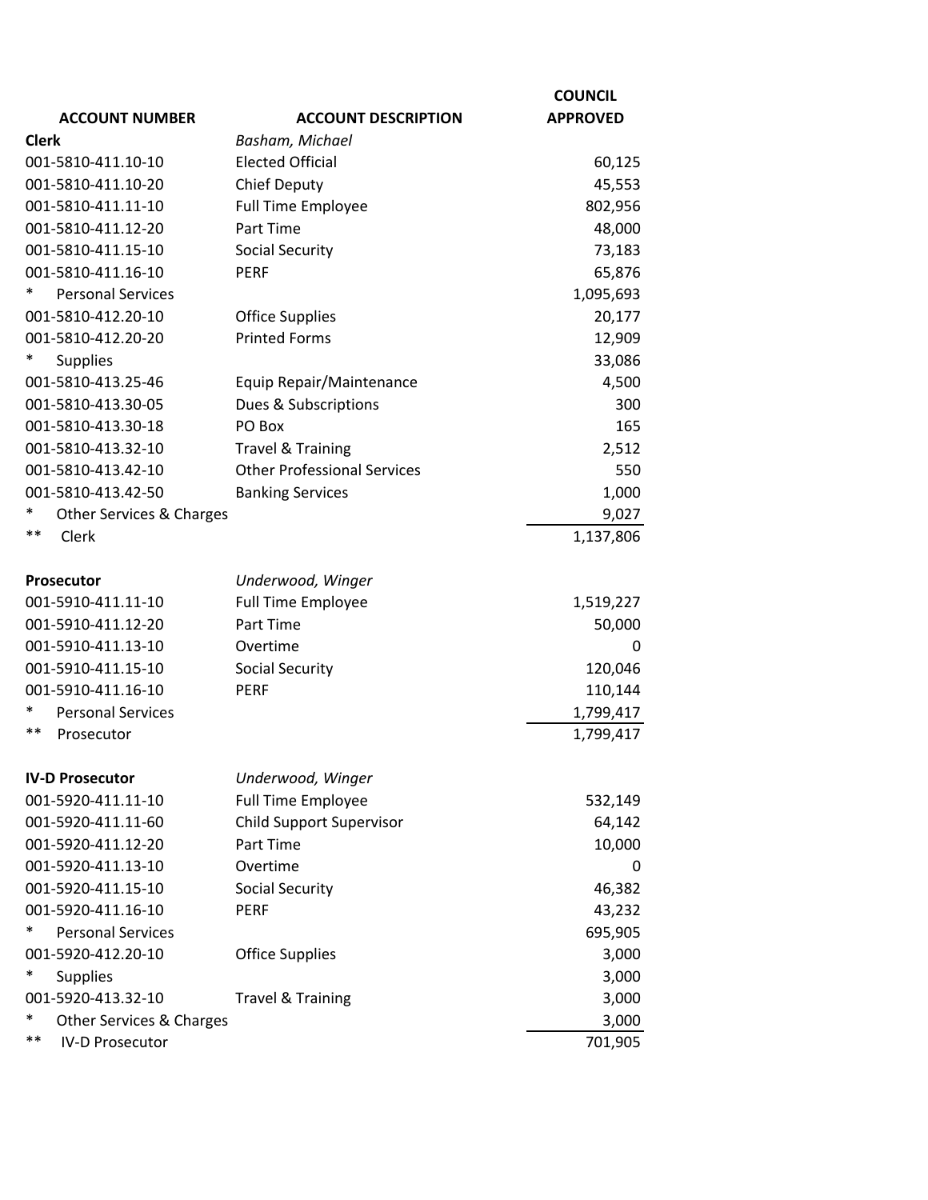| ACCOUNT NUMBER | ACCOUNT DESCRIPTION | COUNCIL APPROVED |
|---|---|---|
| **Clerk** | *Basham, Michael* | |
| 001-5810-411.10-10 | Elected Official | 60,125 |
| 001-5810-411.10-20 | Chief Deputy | 45,553 |
| 001-5810-411.11-10 | Full Time Employee | 802,956 |
| 001-5810-411.12-20 | Part Time | 48,000 |
| 001-5810-411.15-10 | Social Security | 73,183 |
| 001-5810-411.16-10 | PERF | 65,876 |
| * Personal Services | | 1,095,693 |
| 001-5810-412.20-10 | Office Supplies | 20,177 |
| 001-5810-412.20-20 | Printed Forms | 12,909 |
| * Supplies | | 33,086 |
| 001-5810-413.25-46 | Equip Repair/Maintenance | 4,500 |
| 001-5810-413.30-05 | Dues & Subscriptions | 300 |
| 001-5810-413.30-18 | PO Box | 165 |
| 001-5810-413.32-10 | Travel & Training | 2,512 |
| 001-5810-413.42-10 | Other Professional Services | 550 |
| 001-5810-413.42-50 | Banking Services | 1,000 |
| * Other Services & Charges | | 9,027 |
| ** Clerk | | 1,137,806 |
| | | |
| **Prosecutor** | *Underwood, Winger* | |
| 001-5910-411.11-10 | Full Time Employee | 1,519,227 |
| 001-5910-411.12-20 | Part Time | 50,000 |
| 001-5910-411.13-10 | Overtime | 0 |
| 001-5910-411.15-10 | Social Security | 120,046 |
| 001-5910-411.16-10 | PERF | 110,144 |
| * Personal Services | | 1,799,417 |
| ** Prosecutor | | 1,799,417 |
| | | |
| **IV-D Prosecutor** | *Underwood, Winger* | |
| 001-5920-411.11-10 | Full Time Employee | 532,149 |
| 001-5920-411.11-60 | Child Support Supervisor | 64,142 |
| 001-5920-411.12-20 | Part Time | 10,000 |
| 001-5920-411.13-10 | Overtime | 0 |
| 001-5920-411.15-10 | Social Security | 46,382 |
| 001-5920-411.16-10 | PERF | 43,232 |
| * Personal Services | | 695,905 |
| 001-5920-412.20-10 | Office Supplies | 3,000 |
| * Supplies | | 3,000 |
| 001-5920-413.32-10 | Travel & Training | 3,000 |
| * Other Services & Charges | | 3,000 |
| ** IV-D Prosecutor | | 701,905 |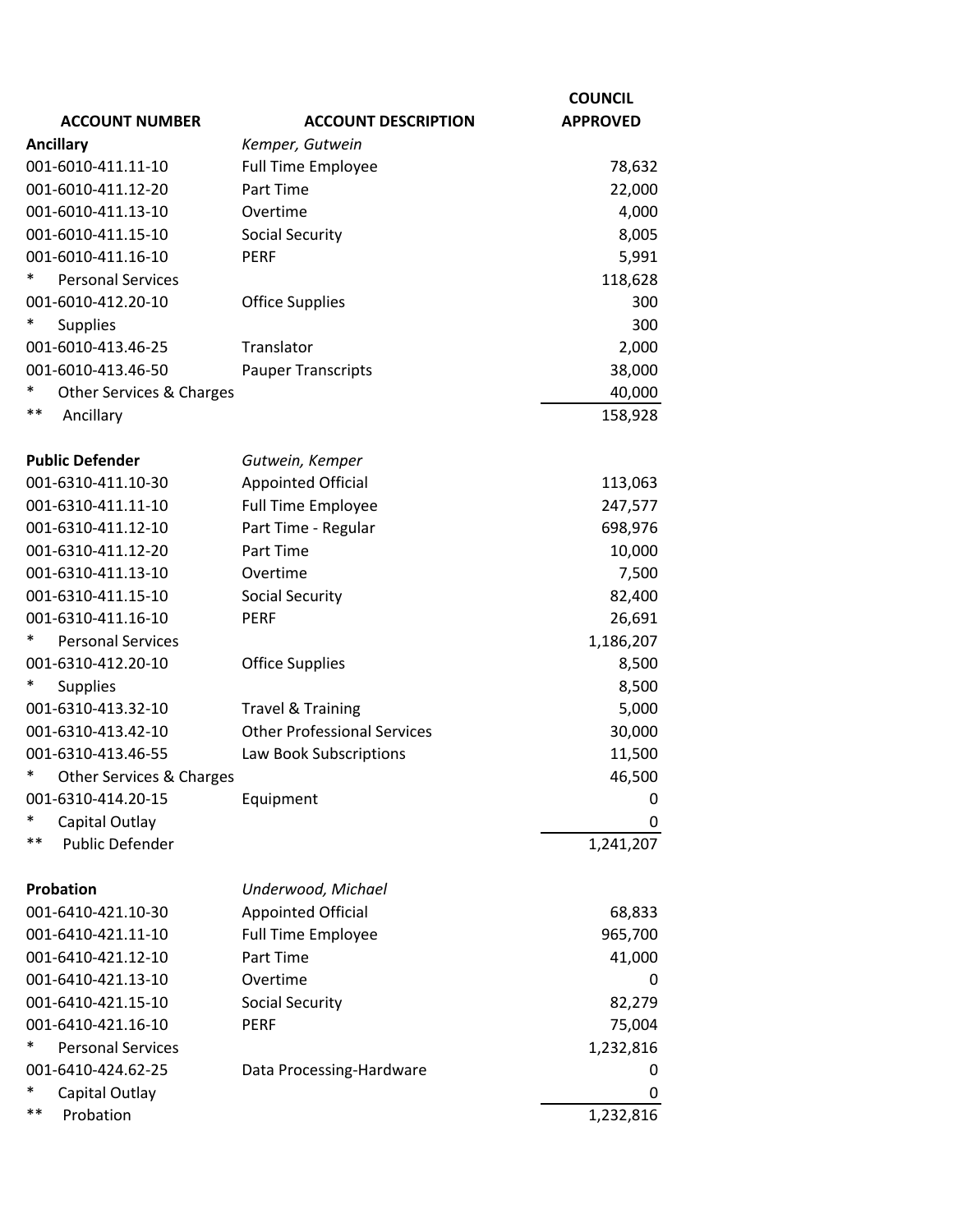| ACCOUNT NUMBER | ACCOUNT DESCRIPTION | COUNCIL APPROVED |
|---|---|---|
| **Ancillary** | *Kemper, Gutwein* | |
| 001-6010-411.11-10 | Full Time Employee | 78,632 |
| 001-6010-411.12-20 | Part Time | 22,000 |
| 001-6010-411.13-10 | Overtime | 4,000 |
| 001-6010-411.15-10 | Social Security | 8,005 |
| 001-6010-411.16-10 | PERF | 5,991 |
| * Personal Services | | 118,628 |
| 001-6010-412.20-10 | Office Supplies | 300 |
| * Supplies | | 300 |
| 001-6010-413.46-25 | Translator | 2,000 |
| 001-6010-413.46-50 | Pauper Transcripts | 38,000 |
| * Other Services & Charges | | 40,000 |
| ** Ancillary | | 158,928 |
| | | |
| **Public Defender** | *Gutwein, Kemper* | |
| 001-6310-411.10-30 | Appointed Official | 113,063 |
| 001-6310-411.11-10 | Full Time Employee | 247,577 |
| 001-6310-411.12-10 | Part Time - Regular | 698,976 |
| 001-6310-411.12-20 | Part Time | 10,000 |
| 001-6310-411.13-10 | Overtime | 7,500 |
| 001-6310-411.15-10 | Social Security | 82,400 |
| 001-6310-411.16-10 | PERF | 26,691 |
| * Personal Services | | 1,186,207 |
| 001-6310-412.20-10 | Office Supplies | 8,500 |
| * Supplies | | 8,500 |
| 001-6310-413.32-10 | Travel & Training | 5,000 |
| 001-6310-413.42-10 | Other Professional Services | 30,000 |
| 001-6310-413.46-55 | Law Book Subscriptions | 11,500 |
| * Other Services & Charges | | 46,500 |
| 001-6310-414.20-15 | Equipment | 0 |
| * Capital Outlay | | 0 |
| ** Public Defender | | 1,241,207 |
| | | |
| **Probation** | *Underwood, Michael* | |
| 001-6410-421.10-30 | Appointed Official | 68,833 |
| 001-6410-421.11-10 | Full Time Employee | 965,700 |
| 001-6410-421.12-10 | Part Time | 41,000 |
| 001-6410-421.13-10 | Overtime | 0 |
| 001-6410-421.15-10 | Social Security | 82,279 |
| 001-6410-421.16-10 | PERF | 75,004 |
| * Personal Services | | 1,232,816 |
| 001-6410-424.62-25 | Data Processing-Hardware | 0 |
| * Capital Outlay | | 0 |
| ** Probation | | 1,232,816 |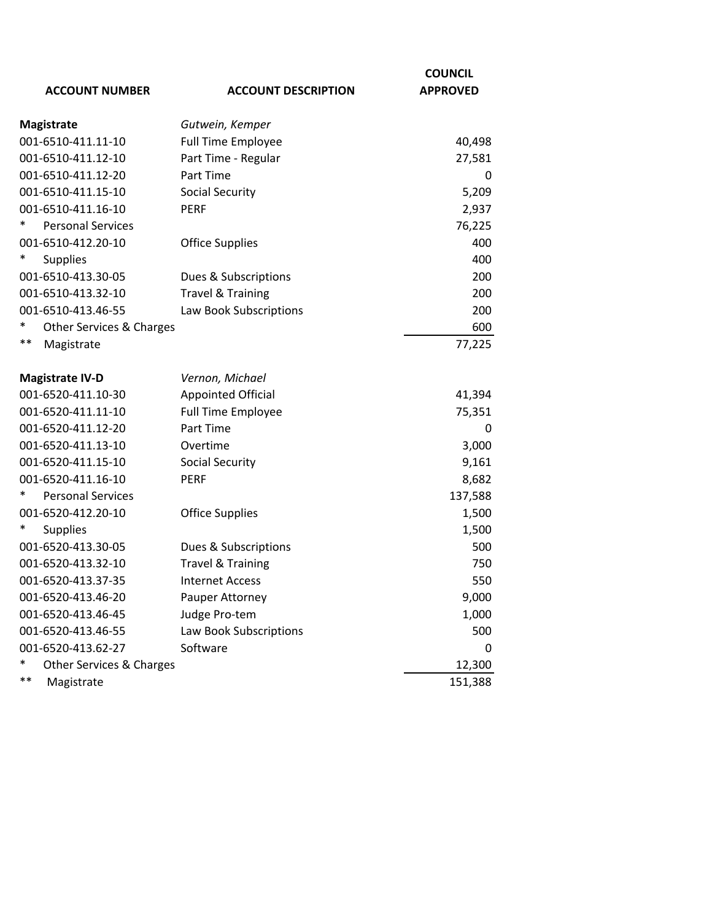| ACCOUNT NUMBER | ACCOUNT DESCRIPTION | COUNCIL APPROVED |
|---|---|---|
| **Magistrate** | *Gutwein, Kemper* | |
| 001-6510-411.11-10 | Full Time Employee | 40,498 |
| 001-6510-411.12-10 | Part Time - Regular | 27,581 |
| 001-6510-411.12-20 | Part Time | 0 |
| 001-6510-411.15-10 | Social Security | 5,209 |
| 001-6510-411.16-10 | PERF | 2,937 |
| * Personal Services | | 76,225 |
| 001-6510-412.20-10 | Office Supplies | 400 |
| * Supplies | | 400 |
| 001-6510-413.30-05 | Dues & Subscriptions | 200 |
| 001-6510-413.32-10 | Travel & Training | 200 |
| 001-6510-413.46-55 | Law Book Subscriptions | 200 |
| * Other Services & Charges | | 600 |
| ** Magistrate | | 77,225 |
| | | |
| **Magistrate IV-D** | *Vernon, Michael* | |
| 001-6520-411.10-30 | Appointed Official | 41,394 |
| 001-6520-411.11-10 | Full Time Employee | 75,351 |
| 001-6520-411.12-20 | Part Time | 0 |
| 001-6520-411.13-10 | Overtime | 3,000 |
| 001-6520-411.15-10 | Social Security | 9,161 |
| 001-6520-411.16-10 | PERF | 8,682 |
| * Personal Services | | 137,588 |
| 001-6520-412.20-10 | Office Supplies | 1,500 |
| * Supplies | | 1,500 |
| 001-6520-413.30-05 | Dues & Subscriptions | 500 |
| 001-6520-413.32-10 | Travel & Training | 750 |
| 001-6520-413.37-35 | Internet Access | 550 |
| 001-6520-413.46-20 | Pauper Attorney | 9,000 |
| 001-6520-413.46-45 | Judge Pro-tem | 1,000 |
| 001-6520-413.46-55 | Law Book Subscriptions | 500 |
| 001-6520-413.62-27 | Software | 0 |
| * Other Services & Charges | | 12,300 |
| ** Magistrate | | 151,388 |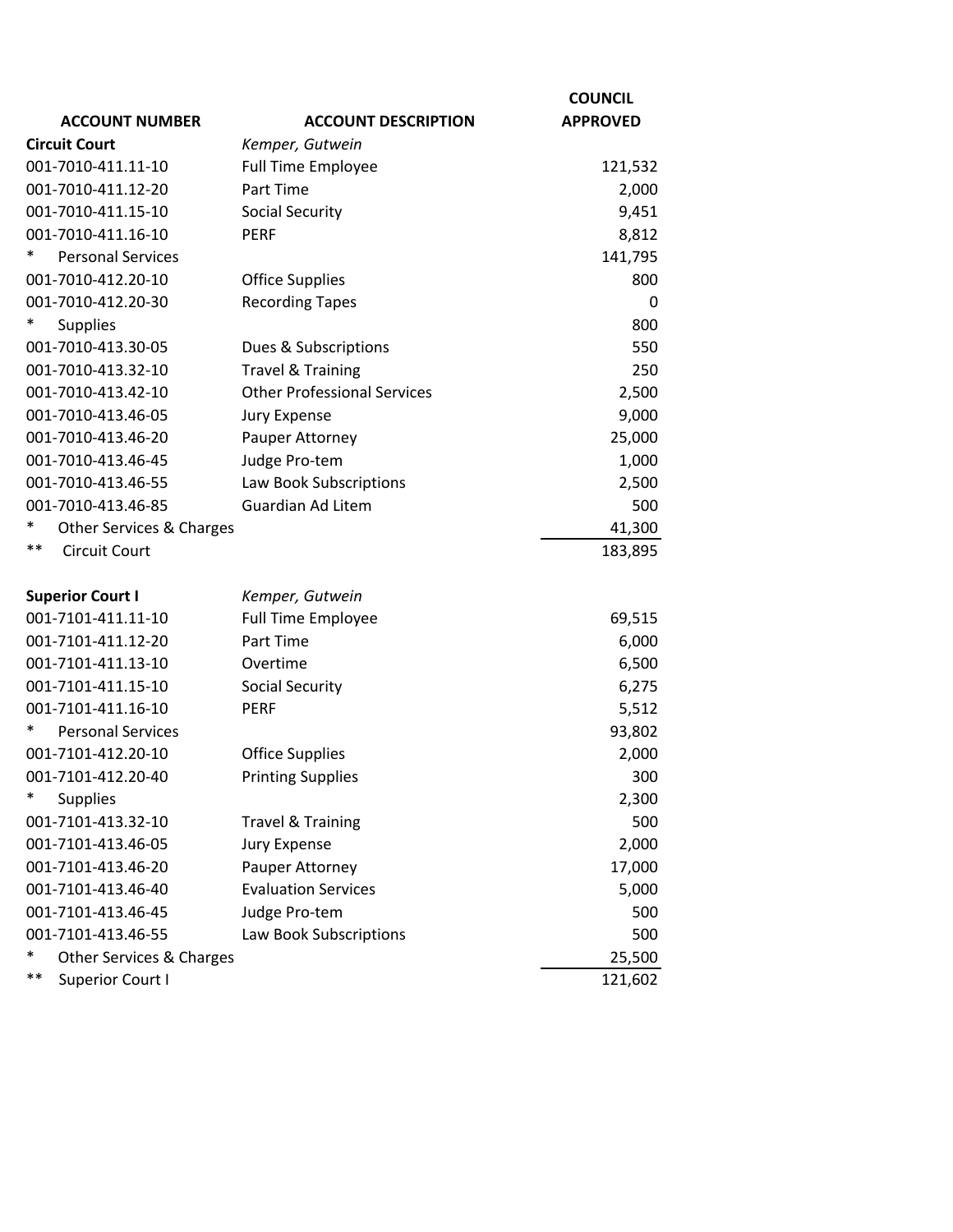| ACCOUNT NUMBER | ACCOUNT DESCRIPTION | COUNCIL APPROVED |
|---|---|---|
| **Circuit Court** | *Kemper, Gutwein* | |
| 001-7010-411.11-10 | Full Time Employee | 121,532 |
| 001-7010-411.12-20 | Part Time | 2,000 |
| 001-7010-411.15-10 | Social Security | 9,451 |
| 001-7010-411.16-10 | PERF | 8,812 |
| * Personal Services | | 141,795 |
| 001-7010-412.20-10 | Office Supplies | 800 |
| 001-7010-412.20-30 | Recording Tapes | 0 |
| * Supplies | | 800 |
| 001-7010-413.30-05 | Dues & Subscriptions | 550 |
| 001-7010-413.32-10 | Travel & Training | 250 |
| 001-7010-413.42-10 | Other Professional Services | 2,500 |
| 001-7010-413.46-05 | Jury Expense | 9,000 |
| 001-7010-413.46-20 | Pauper Attorney | 25,000 |
| 001-7010-413.46-45 | Judge Pro-tem | 1,000 |
| 001-7010-413.46-55 | Law Book Subscriptions | 2,500 |
| 001-7010-413.46-85 | Guardian Ad Litem | 500 |
| * Other Services & Charges | | 41,300 |
| ** Circuit Court | | 183,895 |
| | | |
| **Superior Court I** | *Kemper, Gutwein* | |
| 001-7101-411.11-10 | Full Time Employee | 69,515 |
| 001-7101-411.12-20 | Part Time | 6,000 |
| 001-7101-411.13-10 | Overtime | 6,500 |
| 001-7101-411.15-10 | Social Security | 6,275 |
| 001-7101-411.16-10 | PERF | 5,512 |
| * Personal Services | | 93,802 |
| 001-7101-412.20-10 | Office Supplies | 2,000 |
| 001-7101-412.20-40 | Printing Supplies | 300 |
| * Supplies | | 2,300 |
| 001-7101-413.32-10 | Travel & Training | 500 |
| 001-7101-413.46-05 | Jury Expense | 2,000 |
| 001-7101-413.46-20 | Pauper Attorney | 17,000 |
| 001-7101-413.46-40 | Evaluation Services | 5,000 |
| 001-7101-413.46-45 | Judge Pro-tem | 500 |
| 001-7101-413.46-55 | Law Book Subscriptions | 500 |
| * Other Services & Charges | | 25,500 |
| ** Superior Court I | | 121,602 |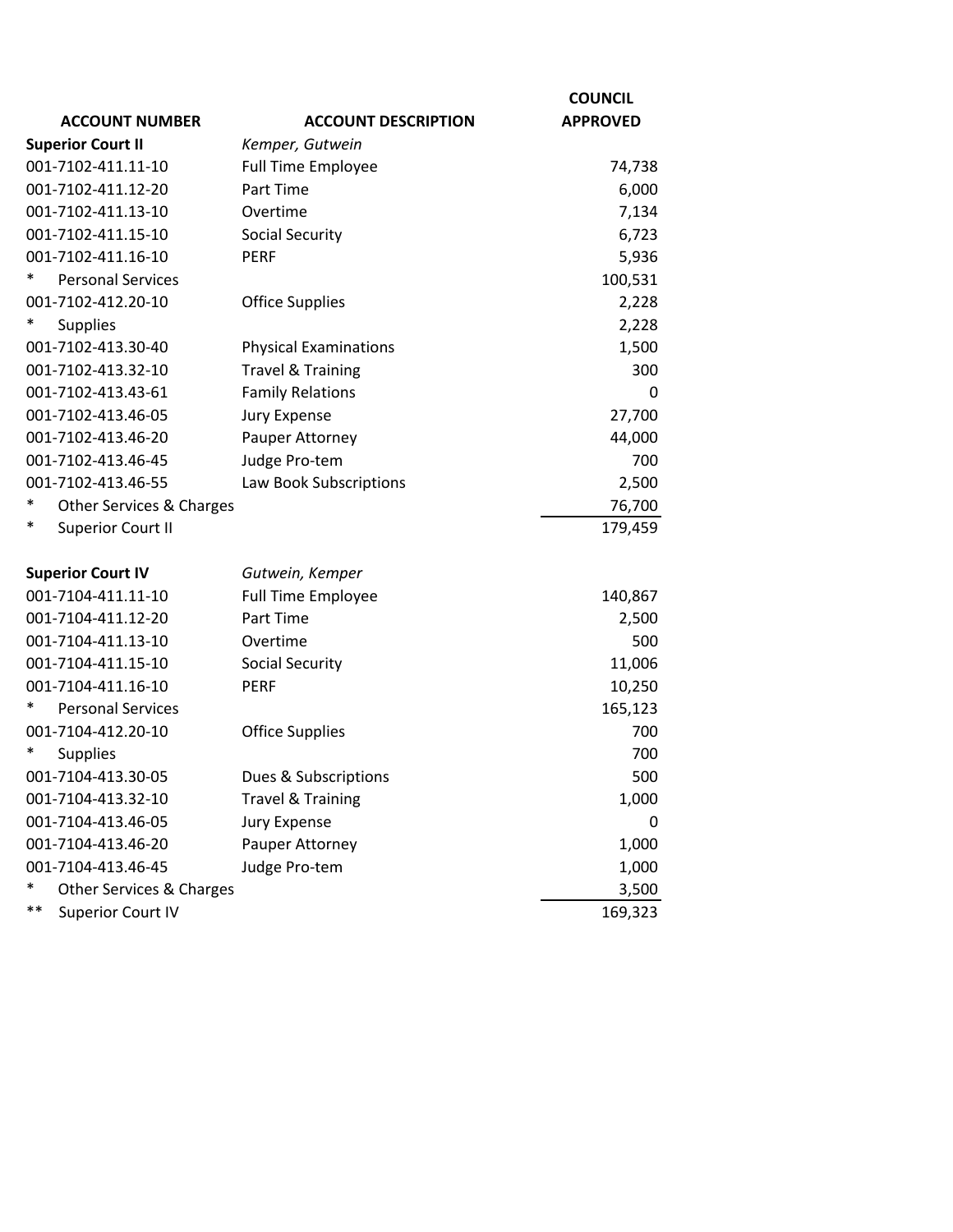| ACCOUNT NUMBER | ACCOUNT DESCRIPTION | COUNCIL APPROVED |
|---|---|---|
| **Superior Court II** | *Kemper, Gutwein* | |
| 001-7102-411.11-10 | Full Time Employee | 74,738 |
| 001-7102-411.12-20 | Part Time | 6,000 |
| 001-7102-411.13-10 | Overtime | 7,134 |
| 001-7102-411.15-10 | Social Security | 6,723 |
| 001-7102-411.16-10 | PERF | 5,936 |
| * Personal Services | | 100,531 |
| 001-7102-412.20-10 | Office Supplies | 2,228 |
| * Supplies | | 2,228 |
| 001-7102-413.30-40 | Physical Examinations | 1,500 |
| 001-7102-413.32-10 | Travel & Training | 300 |
| 001-7102-413.43-61 | Family Relations | 0 |
| 001-7102-413.46-05 | Jury Expense | 27,700 |
| 001-7102-413.46-20 | Pauper Attorney | 44,000 |
| 001-7102-413.46-45 | Judge Pro-tem | 700 |
| 001-7102-413.46-55 | Law Book Subscriptions | 2,500 |
| * Other Services & Charges | | 76,700 |
| * Superior Court II | | 179,459 |
| | | |
| **Superior Court IV** | *Gutwein, Kemper* | |
| 001-7104-411.11-10 | Full Time Employee | 140,867 |
| 001-7104-411.12-20 | Part Time | 2,500 |
| 001-7104-411.13-10 | Overtime | 500 |
| 001-7104-411.15-10 | Social Security | 11,006 |
| 001-7104-411.16-10 | PERF | 10,250 |
| * Personal Services | | 165,123 |
| 001-7104-412.20-10 | Office Supplies | 700 |
| * Supplies | | 700 |
| 001-7104-413.30-05 | Dues & Subscriptions | 500 |
| 001-7104-413.32-10 | Travel & Training | 1,000 |
| 001-7104-413.46-05 | Jury Expense | 0 |
| 001-7104-413.46-20 | Pauper Attorney | 1,000 |
| 001-7104-413.46-45 | Judge Pro-tem | 1,000 |
| * Other Services & Charges | | 3,500 |
| ** Superior Court IV | | 169,323 |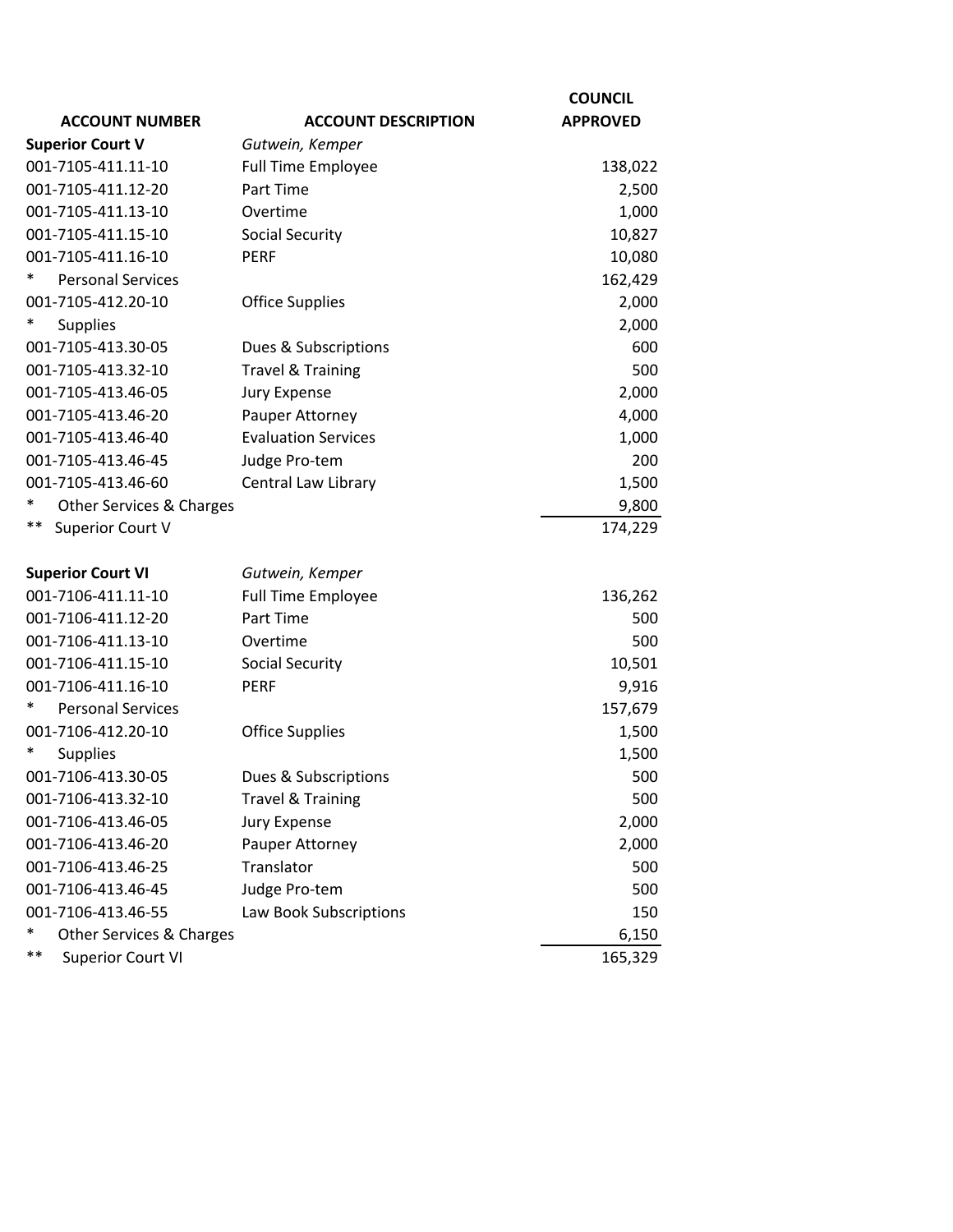| ACCOUNT NUMBER | ACCOUNT DESCRIPTION | COUNCIL APPROVED |
|---|---|---|
| **Superior Court V** | *Gutwein, Kemper* | |
| 001-7105-411.11-10 | Full Time Employee | 138,022 |
| 001-7105-411.12-20 | Part Time | 2,500 |
| 001-7105-411.13-10 | Overtime | 1,000 |
| 001-7105-411.15-10 | Social Security | 10,827 |
| 001-7105-411.16-10 | PERF | 10,080 |
| * Personal Services | | 162,429 |
| 001-7105-412.20-10 | Office Supplies | 2,000 |
| * Supplies | | 2,000 |
| 001-7105-413.30-05 | Dues & Subscriptions | 600 |
| 001-7105-413.32-10 | Travel & Training | 500 |
| 001-7105-413.46-05 | Jury Expense | 2,000 |
| 001-7105-413.46-20 | Pauper Attorney | 4,000 |
| 001-7105-413.46-40 | Evaluation Services | 1,000 |
| 001-7105-413.46-45 | Judge Pro-tem | 200 |
| 001-7105-413.46-60 | Central Law Library | 1,500 |
| * Other Services & Charges | | 9,800 |
| ** Superior Court V | | 174,229 |
| | | |
| **Superior Court VI** | *Gutwein, Kemper* | |
| 001-7106-411.11-10 | Full Time Employee | 136,262 |
| 001-7106-411.12-20 | Part Time | 500 |
| 001-7106-411.13-10 | Overtime | 500 |
| 001-7106-411.15-10 | Social Security | 10,501 |
| 001-7106-411.16-10 | PERF | 9,916 |
| * Personal Services | | 157,679 |
| 001-7106-412.20-10 | Office Supplies | 1,500 |
| * Supplies | | 1,500 |
| 001-7106-413.30-05 | Dues & Subscriptions | 500 |
| 001-7106-413.32-10 | Travel & Training | 500 |
| 001-7106-413.46-05 | Jury Expense | 2,000 |
| 001-7106-413.46-20 | Pauper Attorney | 2,000 |
| 001-7106-413.46-25 | Translator | 500 |
| 001-7106-413.46-45 | Judge Pro-tem | 500 |
| 001-7106-413.46-55 | Law Book Subscriptions | 150 |
| * Other Services & Charges | | 6,150 |
| ** Superior Court VI | | 165,329 |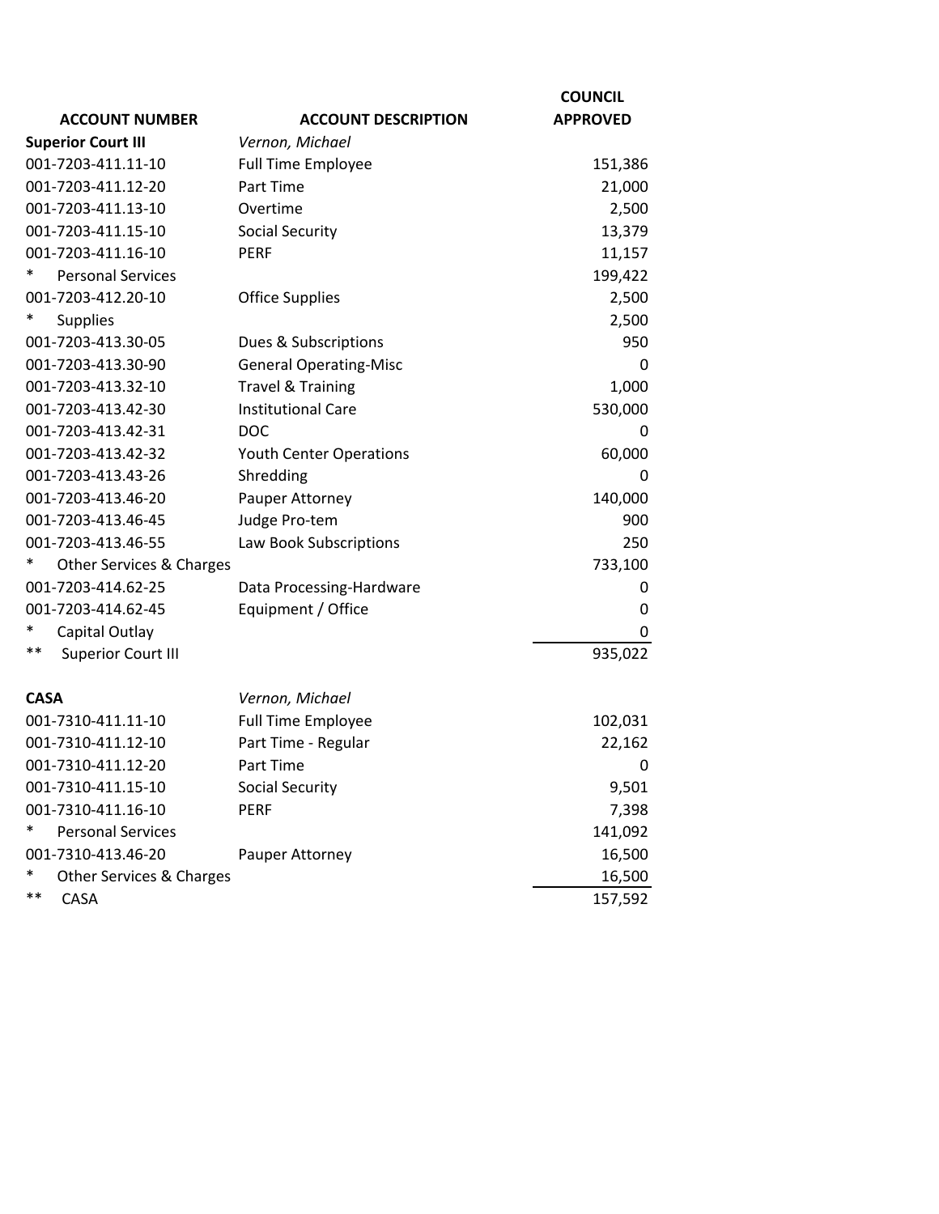| ACCOUNT NUMBER | ACCOUNT DESCRIPTION | COUNCIL APPROVED |
|---|---|---|
| **Superior Court III** | *Vernon, Michael* | |
| 001-7203-411.11-10 | Full Time Employee | 151,386 |
| 001-7203-411.12-20 | Part Time | 21,000 |
| 001-7203-411.13-10 | Overtime | 2,500 |
| 001-7203-411.15-10 | Social Security | 13,379 |
| 001-7203-411.16-10 | PERF | 11,157 |
| * Personal Services | | 199,422 |
| 001-7203-412.20-10 | Office Supplies | 2,500 |
| * Supplies | | 2,500 |
| 001-7203-413.30-05 | Dues & Subscriptions | 950 |
| 001-7203-413.30-90 | General Operating-Misc | 0 |
| 001-7203-413.32-10 | Travel & Training | 1,000 |
| 001-7203-413.42-30 | Institutional Care | 530,000 |
| 001-7203-413.42-31 | DOC | 0 |
| 001-7203-413.42-32 | Youth Center Operations | 60,000 |
| 001-7203-413.43-26 | Shredding | 0 |
| 001-7203-413.46-20 | Pauper Attorney | 140,000 |
| 001-7203-413.46-45 | Judge Pro-tem | 900 |
| 001-7203-413.46-55 | Law Book Subscriptions | 250 |
| * Other Services & Charges | | 733,100 |
| 001-7203-414.62-25 | Data Processing-Hardware | 0 |
| 001-7203-414.62-45 | Equipment / Office | 0 |
| * Capital Outlay | | 0 |
| ** Superior Court III | | 935,022 |
| | | |
| **CASA** | *Vernon, Michael* | |
| 001-7310-411.11-10 | Full Time Employee | 102,031 |
| 001-7310-411.12-10 | Part Time - Regular | 22,162 |
| 001-7310-411.12-20 | Part Time | 0 |
| 001-7310-411.15-10 | Social Security | 9,501 |
| 001-7310-411.16-10 | PERF | 7,398 |
| * Personal Services | | 141,092 |
| 001-7310-413.46-20 | Pauper Attorney | 16,500 |
| * Other Services & Charges | | 16,500 |
| ** CASA | | 157,592 |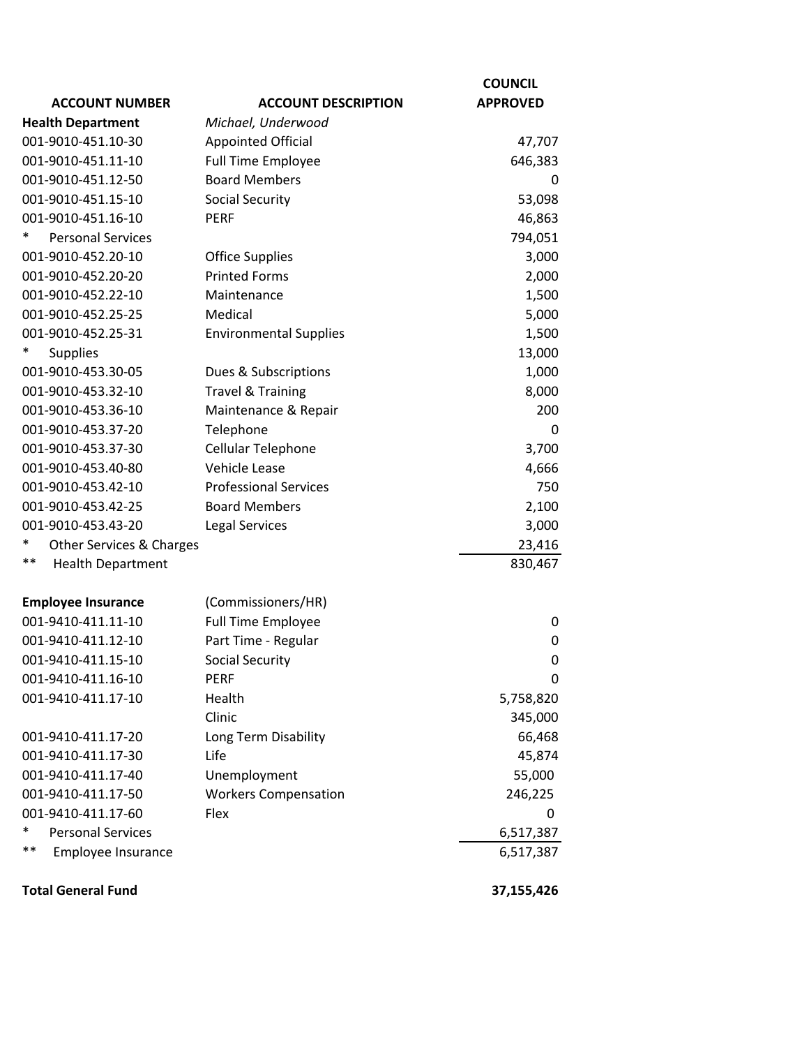| ACCOUNT NUMBER | ACCOUNT DESCRIPTION | COUNCIL APPROVED |
|---|---|---|
| **Health Department** | *Michael, Underwood* | |
| 001-9010-451.10-30 | Appointed Official | 47,707 |
| 001-9010-451.11-10 | Full Time Employee | 646,383 |
| 001-9010-451.12-50 | Board Members | 0 |
| 001-9010-451.15-10 | Social Security | 53,098 |
| 001-9010-451.16-10 | PERF | 46,863 |
| * Personal Services | | 794,051 |
| 001-9010-452.20-10 | Office Supplies | 3,000 |
| 001-9010-452.20-20 | Printed Forms | 2,000 |
| 001-9010-452.22-10 | Maintenance | 1,500 |
| 001-9010-452.25-25 | Medical | 5,000 |
| 001-9010-452.25-31 | Environmental Supplies | 1,500 |
| * Supplies | | 13,000 |
| 001-9010-453.30-05 | Dues & Subscriptions | 1,000 |
| 001-9010-453.32-10 | Travel & Training | 8,000 |
| 001-9010-453.36-10 | Maintenance & Repair | 200 |
| 001-9010-453.37-20 | Telephone | 0 |
| 001-9010-453.37-30 | Cellular Telephone | 3,700 |
| 001-9010-453.40-80 | Vehicle Lease | 4,666 |
| 001-9010-453.42-10 | Professional Services | 750 |
| 001-9010-453.42-25 | Board Members | 2,100 |
| 001-9010-453.43-20 | Legal Services | 3,000 |
| * Other Services & Charges | | 23,416 |
| ** Health Department | | 830,467 |
| | | |
| **Employee Insurance** | (Commissioners/HR) | |
| 001-9410-411.11-10 | Full Time Employee | 0 |
| 001-9410-411.12-10 | Part Time - Regular | 0 |
| 001-9410-411.15-10 | Social Security | 0 |
| 001-9410-411.16-10 | PERF | 0 |
| 001-9410-411.17-10 | Health | 5,758,820 |
| | Clinic | 345,000 |
| 001-9410-411.17-20 | Long Term Disability | 66,468 |
| 001-9410-411.17-30 | Life | 45,874 |
| 001-9410-411.17-40 | Unemployment | 55,000 |
| 001-9410-411.17-50 | Workers Compensation | 246,225 |
| 001-9410-411.17-60 | Flex | 0 |
| * Personal Services | | 6,517,387 |
| ** Employee Insurance | | 6,517,387 |
| | | |
| **Total General Fund** | | **37,155,426** |